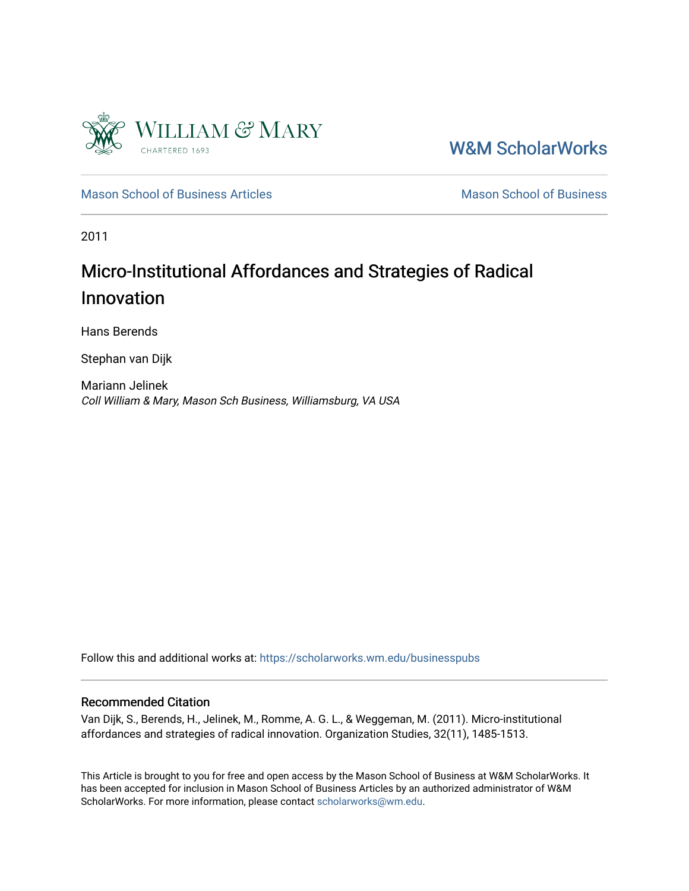William & Mary

CHARTERED 1693

W&M ScholarWorks

Mason School of Business Articles

Mason School of Business

2011

# Micro-Institutional Affordances and Strategies of Radical Innovation

Hans Berends

Stephan van Dijk

Mariann Jelinek
*Coll William & Mary, Mason Sch Business, Williamsburg, VA USA*

Follow this and additional works at: https://scholarworks.wm.edu/businesspubs

## Recommended Citation

Van Dijk, S., Berends, H., Jelinek, M., Romme, A. G. L., & Weggeman, M. (2011). Micro-institutional affordances and strategies of radical innovation. Organization Studies, 32(11), 1485-1513.

This Article is brought to you for free and open access by the Mason School of Business at W&M ScholarWorks. It has been accepted for inclusion in Mason School of Business Articles by an authorized administrator of W&M ScholarWorks. For more information, please contact scholarworks@wm.edu.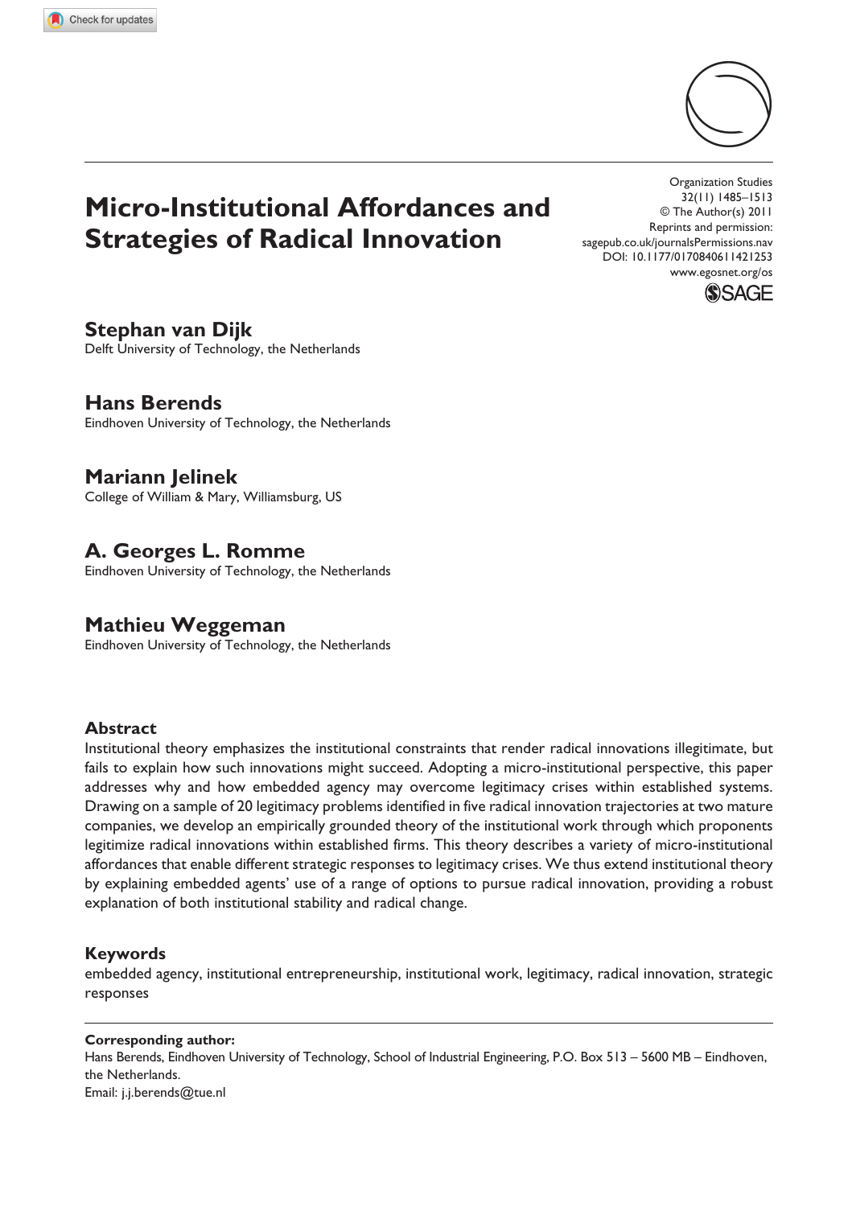# Micro-Institutional Affordances and Strategies of Radical Innovation

**Stephan van Dijk**
Delft University of Technology, the Netherlands

**Hans Berends**
Eindhoven University of Technology, the Netherlands

**Mariann Jelinek**
College of William & Mary, Williamsburg, US

**A. Georges L. Romme**
Eindhoven University of Technology, the Netherlands

**Mathieu Weggeman**
Eindhoven University of Technology, the Netherlands

## Abstract

Institutional theory emphasizes the institutional constraints that render radical innovations illegitimate, but fails to explain how such innovations might succeed. Adopting a micro-institutional perspective, this paper addresses why and how embedded agency may overcome legitimacy crises within established systems. Drawing on a sample of 20 legitimacy problems identified in five radical innovation trajectories at two mature companies, we develop an empirically grounded theory of the institutional work through which proponents legitimize radical innovations within established firms. This theory describes a variety of micro-institutional affordances that enable different strategic responses to legitimacy crises. We thus extend institutional theory by explaining embedded agents' use of a range of options to pursue radical innovation, providing a robust explanation of both institutional stability and radical change.

## Keywords

embedded agency, institutional entrepreneurship, institutional work, legitimacy, radical innovation, strategic responses

---

**Corresponding author:**
Hans Berends, Eindhoven University of Technology, School of Industrial Engineering, P.O. Box 513 – 5600 MB – Eindhoven, the Netherlands.
Email: j.j.berends@tue.nl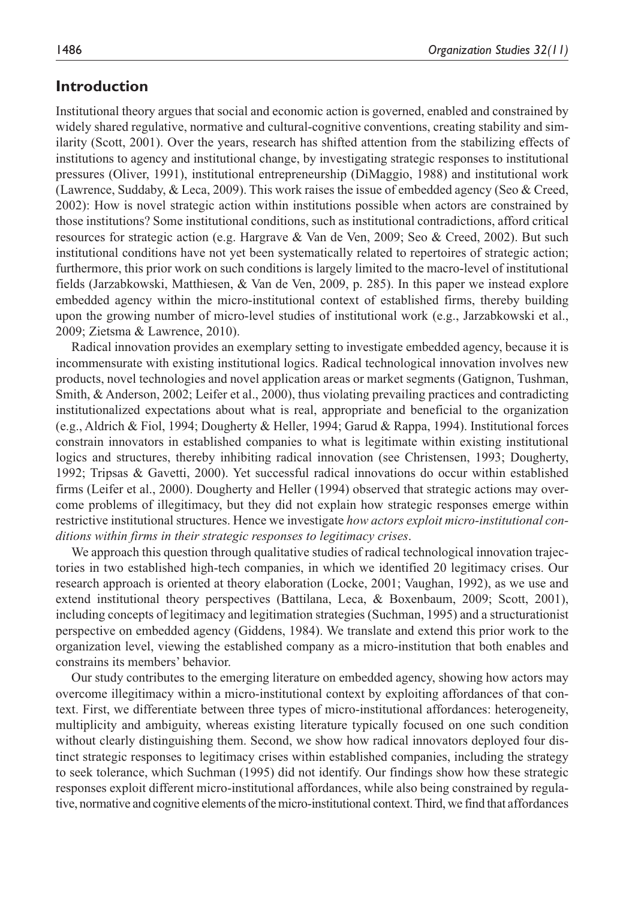## Introduction

Institutional theory argues that social and economic action is governed, enabled and constrained by widely shared regulative, normative and cultural-cognitive conventions, creating stability and similarity (Scott, 2001). Over the years, research has shifted attention from the stabilizing effects of institutions to agency and institutional change, by investigating strategic responses to institutional pressures (Oliver, 1991), institutional entrepreneurship (DiMaggio, 1988) and institutional work (Lawrence, Suddaby, & Leca, 2009). This work raises the issue of embedded agency (Seo & Creed, 2002): How is novel strategic action within institutions possible when actors are constrained by those institutions? Some institutional conditions, such as institutional contradictions, afford critical resources for strategic action (e.g. Hargrave & Van de Ven, 2009; Seo & Creed, 2002). But such institutional conditions have not yet been systematically related to repertoires of strategic action; furthermore, this prior work on such conditions is largely limited to the macro-level of institutional fields (Jarzabkowski, Matthiesen, & Van de Ven, 2009, p. 285). In this paper we instead explore embedded agency within the micro-institutional context of established firms, thereby building upon the growing number of micro-level studies of institutional work (e.g., Jarzabkowski et al., 2009; Zietsma & Lawrence, 2010).

Radical innovation provides an exemplary setting to investigate embedded agency, because it is incommensurate with existing institutional logics. Radical technological innovation involves new products, novel technologies and novel application areas or market segments (Gatignon, Tushman, Smith, & Anderson, 2002; Leifer et al., 2000), thus violating prevailing practices and contradicting institutionalized expectations about what is real, appropriate and beneficial to the organization (e.g., Aldrich & Fiol, 1994; Dougherty & Heller, 1994; Garud & Rappa, 1994). Institutional forces constrain innovators in established companies to what is legitimate within existing institutional logics and structures, thereby inhibiting radical innovation (see Christensen, 1993; Dougherty, 1992; Tripsas & Gavetti, 2000). Yet successful radical innovations do occur within established firms (Leifer et al., 2000). Dougherty and Heller (1994) observed that strategic actions may overcome problems of illegitimacy, but they did not explain how strategic responses emerge within restrictive institutional structures. Hence we investigate *how actors exploit micro-institutional conditions within firms in their strategic responses to legitimacy crises*.

We approach this question through qualitative studies of radical technological innovation trajectories in two established high-tech companies, in which we identified 20 legitimacy crises. Our research approach is oriented at theory elaboration (Locke, 2001; Vaughan, 1992), as we use and extend institutional theory perspectives (Battilana, Leca, & Boxenbaum, 2009; Scott, 2001), including concepts of legitimacy and legitimation strategies (Suchman, 1995) and a structurationist perspective on embedded agency (Giddens, 1984). We translate and extend this prior work to the organization level, viewing the established company as a micro-institution that both enables and constrains its members' behavior.

Our study contributes to the emerging literature on embedded agency, showing how actors may overcome illegitimacy within a micro-institutional context by exploiting affordances of that context. First, we differentiate between three types of micro-institutional affordances: heterogeneity, multiplicity and ambiguity, whereas existing literature typically focused on one such condition without clearly distinguishing them. Second, we show how radical innovators deployed four distinct strategic responses to legitimacy crises within established companies, including the strategy to seek tolerance, which Suchman (1995) did not identify. Our findings show how these strategic responses exploit different micro-institutional affordances, while also being constrained by regulative, normative and cognitive elements of the micro-institutional context. Third, we find that affordances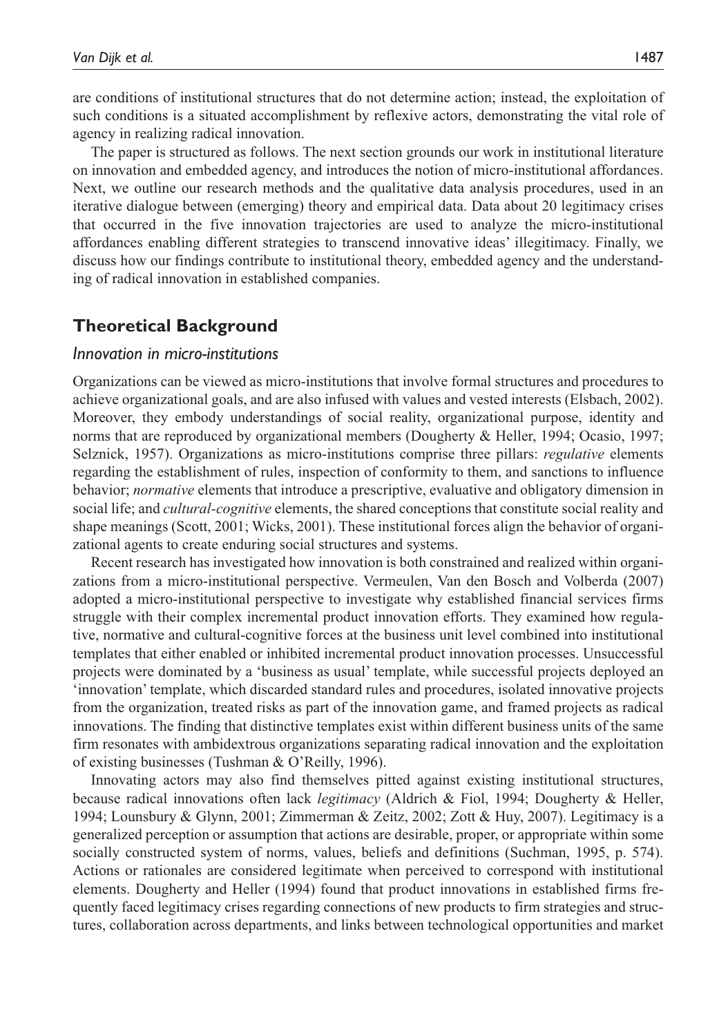are conditions of institutional structures that do not determine action; instead, the exploitation of such conditions is a situated accomplishment by reflexive actors, demonstrating the vital role of agency in realizing radical innovation.

The paper is structured as follows. The next section grounds our work in institutional literature on innovation and embedded agency, and introduces the notion of micro-institutional affordances. Next, we outline our research methods and the qualitative data analysis procedures, used in an iterative dialogue between (emerging) theory and empirical data. Data about 20 legitimacy crises that occurred in the five innovation trajectories are used to analyze the micro-institutional affordances enabling different strategies to transcend innovative ideas' illegitimacy. Finally, we discuss how our findings contribute to institutional theory, embedded agency and the understanding of radical innovation in established companies.

## Theoretical Background

### *Innovation in micro-institutions*

Organizations can be viewed as micro-institutions that involve formal structures and procedures to achieve organizational goals, and are also infused with values and vested interests (Elsbach, 2002). Moreover, they embody understandings of social reality, organizational purpose, identity and norms that are reproduced by organizational members (Dougherty & Heller, 1994; Ocasio, 1997; Selznick, 1957). Organizations as micro-institutions comprise three pillars: *regulative* elements regarding the establishment of rules, inspection of conformity to them, and sanctions to influence behavior; *normative* elements that introduce a prescriptive, evaluative and obligatory dimension in social life; and *cultural-cognitive* elements, the shared conceptions that constitute social reality and shape meanings (Scott, 2001; Wicks, 2001). These institutional forces align the behavior of organizational agents to create enduring social structures and systems.

Recent research has investigated how innovation is both constrained and realized within organizations from a micro-institutional perspective. Vermeulen, Van den Bosch and Volberda (2007) adopted a micro-institutional perspective to investigate why established financial services firms struggle with their complex incremental product innovation efforts. They examined how regulative, normative and cultural-cognitive forces at the business unit level combined into institutional templates that either enabled or inhibited incremental product innovation processes. Unsuccessful projects were dominated by a 'business as usual' template, while successful projects deployed an 'innovation' template, which discarded standard rules and procedures, isolated innovative projects from the organization, treated risks as part of the innovation game, and framed projects as radical innovations. The finding that distinctive templates exist within different business units of the same firm resonates with ambidextrous organizations separating radical innovation and the exploitation of existing businesses (Tushman & O'Reilly, 1996).

Innovating actors may also find themselves pitted against existing institutional structures, because radical innovations often lack *legitimacy* (Aldrich & Fiol, 1994; Dougherty & Heller, 1994; Lounsbury & Glynn, 2001; Zimmerman & Zeitz, 2002; Zott & Huy, 2007). Legitimacy is a generalized perception or assumption that actions are desirable, proper, or appropriate within some socially constructed system of norms, values, beliefs and definitions (Suchman, 1995, p. 574). Actions or rationales are considered legitimate when perceived to correspond with institutional elements. Dougherty and Heller (1994) found that product innovations in established firms frequently faced legitimacy crises regarding connections of new products to firm strategies and structures, collaboration across departments, and links between technological opportunities and market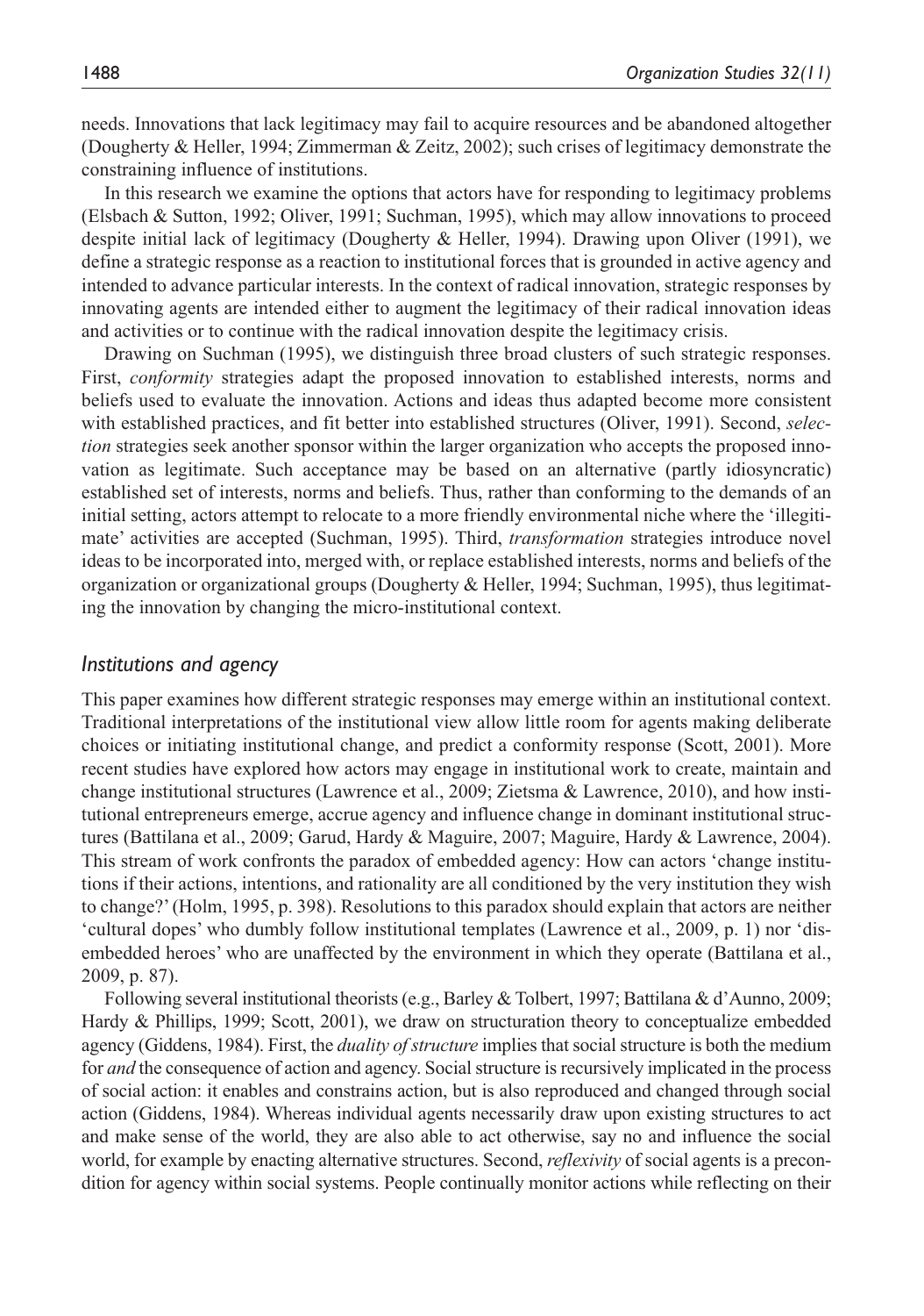needs. Innovations that lack legitimacy may fail to acquire resources and be abandoned altogether (Dougherty & Heller, 1994; Zimmerman & Zeitz, 2002); such crises of legitimacy demonstrate the constraining influence of institutions.

In this research we examine the options that actors have for responding to legitimacy problems (Elsbach & Sutton, 1992; Oliver, 1991; Suchman, 1995), which may allow innovations to proceed despite initial lack of legitimacy (Dougherty & Heller, 1994). Drawing upon Oliver (1991), we define a strategic response as a reaction to institutional forces that is grounded in active agency and intended to advance particular interests. In the context of radical innovation, strategic responses by innovating agents are intended either to augment the legitimacy of their radical innovation ideas and activities or to continue with the radical innovation despite the legitimacy crisis.

Drawing on Suchman (1995), we distinguish three broad clusters of such strategic responses. First, *conformity* strategies adapt the proposed innovation to established interests, norms and beliefs used to evaluate the innovation. Actions and ideas thus adapted become more consistent with established practices, and fit better into established structures (Oliver, 1991). Second, *selection* strategies seek another sponsor within the larger organization who accepts the proposed innovation as legitimate. Such acceptance may be based on an alternative (partly idiosyncratic) established set of interests, norms and beliefs. Thus, rather than conforming to the demands of an initial setting, actors attempt to relocate to a more friendly environmental niche where the 'illegitimate' activities are accepted (Suchman, 1995). Third, *transformation* strategies introduce novel ideas to be incorporated into, merged with, or replace established interests, norms and beliefs of the organization or organizational groups (Dougherty & Heller, 1994; Suchman, 1995), thus legitimating the innovation by changing the micro-institutional context.

### *Institutions and agency*

This paper examines how different strategic responses may emerge within an institutional context. Traditional interpretations of the institutional view allow little room for agents making deliberate choices or initiating institutional change, and predict a conformity response (Scott, 2001). More recent studies have explored how actors may engage in institutional work to create, maintain and change institutional structures (Lawrence et al., 2009; Zietsma & Lawrence, 2010), and how institutional entrepreneurs emerge, accrue agency and influence change in dominant institutional structures (Battilana et al., 2009; Garud, Hardy & Maguire, 2007; Maguire, Hardy & Lawrence, 2004). This stream of work confronts the paradox of embedded agency: How can actors 'change institutions if their actions, intentions, and rationality are all conditioned by the very institution they wish to change?' (Holm, 1995, p. 398). Resolutions to this paradox should explain that actors are neither 'cultural dopes' who dumbly follow institutional templates (Lawrence et al., 2009, p. 1) nor 'disembedded heroes' who are unaffected by the environment in which they operate (Battilana et al., 2009, p. 87).

Following several institutional theorists (e.g., Barley & Tolbert, 1997; Battilana & d'Aunno, 2009; Hardy & Phillips, 1999; Scott, 2001), we draw on structuration theory to conceptualize embedded agency (Giddens, 1984). First, the *duality of structure* implies that social structure is both the medium for *and* the consequence of action and agency. Social structure is recursively implicated in the process of social action: it enables and constrains action, but is also reproduced and changed through social action (Giddens, 1984). Whereas individual agents necessarily draw upon existing structures to act and make sense of the world, they are also able to act otherwise, say no and influence the social world, for example by enacting alternative structures. Second, *reflexivity* of social agents is a precondition for agency within social systems. People continually monitor actions while reflecting on their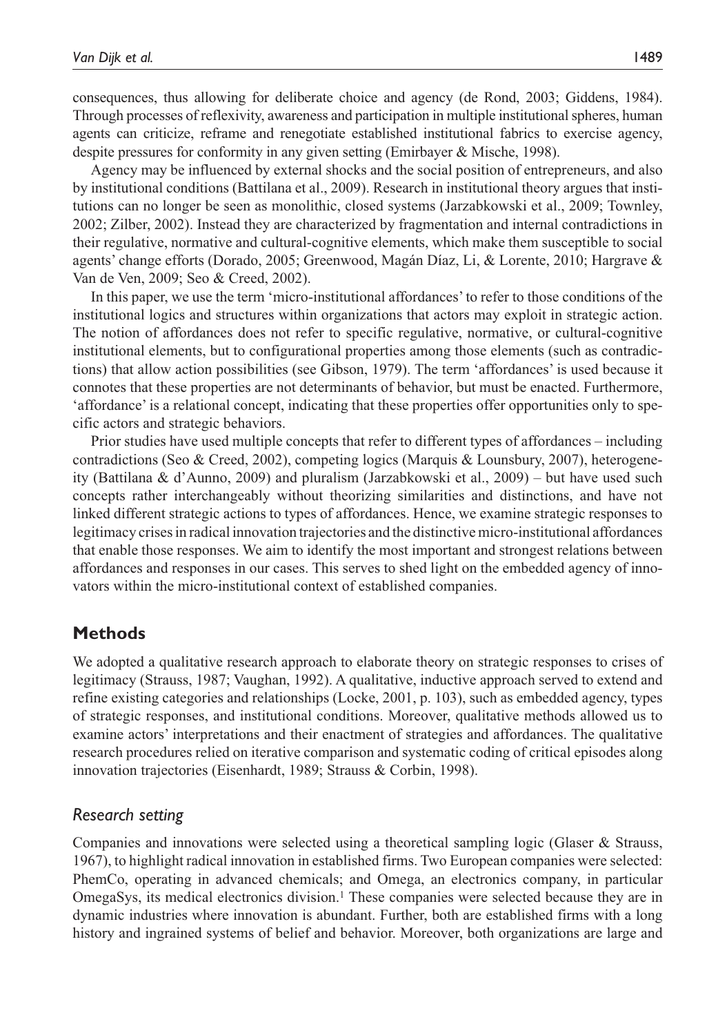consequences, thus allowing for deliberate choice and agency (de Rond, 2003; Giddens, 1984). Through processes of reflexivity, awareness and participation in multiple institutional spheres, human agents can criticize, reframe and renegotiate established institutional fabrics to exercise agency, despite pressures for conformity in any given setting (Emirbayer & Mische, 1998).

Agency may be influenced by external shocks and the social position of entrepreneurs, and also by institutional conditions (Battilana et al., 2009). Research in institutional theory argues that institutions can no longer be seen as monolithic, closed systems (Jarzabkowski et al., 2009; Townley, 2002; Zilber, 2002). Instead they are characterized by fragmentation and internal contradictions in their regulative, normative and cultural-cognitive elements, which make them susceptible to social agents' change efforts (Dorado, 2005; Greenwood, Magán Díaz, Li, & Lorente, 2010; Hargrave & Van de Ven, 2009; Seo & Creed, 2002).

In this paper, we use the term 'micro-institutional affordances' to refer to those conditions of the institutional logics and structures within organizations that actors may exploit in strategic action. The notion of affordances does not refer to specific regulative, normative, or cultural-cognitive institutional elements, but to configurational properties among those elements (such as contradictions) that allow action possibilities (see Gibson, 1979). The term 'affordances' is used because it connotes that these properties are not determinants of behavior, but must be enacted. Furthermore, 'affordance' is a relational concept, indicating that these properties offer opportunities only to specific actors and strategic behaviors.

Prior studies have used multiple concepts that refer to different types of affordances – including contradictions (Seo & Creed, 2002), competing logics (Marquis & Lounsbury, 2007), heterogeneity (Battilana & d'Aunno, 2009) and pluralism (Jarzabkowski et al., 2009) – but have used such concepts rather interchangeably without theorizing similarities and distinctions, and have not linked different strategic actions to types of affordances. Hence, we examine strategic responses to legitimacy crises in radical innovation trajectories and the distinctive micro-institutional affordances that enable those responses. We aim to identify the most important and strongest relations between affordances and responses in our cases. This serves to shed light on the embedded agency of innovators within the micro-institutional context of established companies.

## Methods

We adopted a qualitative research approach to elaborate theory on strategic responses to crises of legitimacy (Strauss, 1987; Vaughan, 1992). A qualitative, inductive approach served to extend and refine existing categories and relationships (Locke, 2001, p. 103), such as embedded agency, types of strategic responses, and institutional conditions. Moreover, qualitative methods allowed us to examine actors' interpretations and their enactment of strategies and affordances. The qualitative research procedures relied on iterative comparison and systematic coding of critical episodes along innovation trajectories (Eisenhardt, 1989; Strauss & Corbin, 1998).

### *Research setting*

Companies and innovations were selected using a theoretical sampling logic (Glaser & Strauss, 1967), to highlight radical innovation in established firms. Two European companies were selected: PhemCo, operating in advanced chemicals; and Omega, an electronics company, in particular OmegaSys, its medical electronics division.[1] These companies were selected because they are in dynamic industries where innovation is abundant. Further, both are established firms with a long history and ingrained systems of belief and behavior. Moreover, both organizations are large and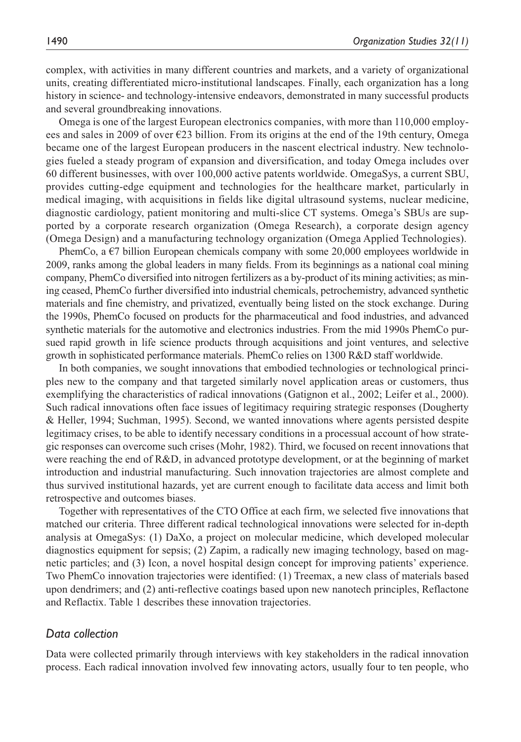complex, with activities in many different countries and markets, and a variety of organizational units, creating differentiated micro-institutional landscapes. Finally, each organization has a long history in science- and technology-intensive endeavors, demonstrated in many successful products and several groundbreaking innovations.

Omega is one of the largest European electronics companies, with more than 110,000 employees and sales in 2009 of over €23 billion. From its origins at the end of the 19th century, Omega became one of the largest European producers in the nascent electrical industry. New technologies fueled a steady program of expansion and diversification, and today Omega includes over 60 different businesses, with over 100,000 active patents worldwide. OmegaSys, a current SBU, provides cutting-edge equipment and technologies for the healthcare market, particularly in medical imaging, with acquisitions in fields like digital ultrasound systems, nuclear medicine, diagnostic cardiology, patient monitoring and multi-slice CT systems. Omega's SBUs are supported by a corporate research organization (Omega Research), a corporate design agency (Omega Design) and a manufacturing technology organization (Omega Applied Technologies).

PhemCo, a €7 billion European chemicals company with some 20,000 employees worldwide in 2009, ranks among the global leaders in many fields. From its beginnings as a national coal mining company, PhemCo diversified into nitrogen fertilizers as a by-product of its mining activities; as mining ceased, PhemCo further diversified into industrial chemicals, petrochemistry, advanced synthetic materials and fine chemistry, and privatized, eventually being listed on the stock exchange. During the 1990s, PhemCo focused on products for the pharmaceutical and food industries, and advanced synthetic materials for the automotive and electronics industries. From the mid 1990s PhemCo pursued rapid growth in life science products through acquisitions and joint ventures, and selective growth in sophisticated performance materials. PhemCo relies on 1300 R&D staff worldwide.

In both companies, we sought innovations that embodied technologies or technological principles new to the company and that targeted similarly novel application areas or customers, thus exemplifying the characteristics of radical innovations (Gatignon et al., 2002; Leifer et al., 2000). Such radical innovations often face issues of legitimacy requiring strategic responses (Dougherty & Heller, 1994; Suchman, 1995). Second, we wanted innovations where agents persisted despite legitimacy crises, to be able to identify necessary conditions in a processual account of how strategic responses can overcome such crises (Mohr, 1982). Third, we focused on recent innovations that were reaching the end of R&D, in advanced prototype development, or at the beginning of market introduction and industrial manufacturing. Such innovation trajectories are almost complete and thus survived institutional hazards, yet are current enough to facilitate data access and limit both retrospective and outcomes biases.

Together with representatives of the CTO Office at each firm, we selected five innovations that matched our criteria. Three different radical technological innovations were selected for in-depth analysis at OmegaSys: (1) DaXo, a project on molecular medicine, which developed molecular diagnostics equipment for sepsis; (2) Zapim, a radically new imaging technology, based on magnetic particles; and (3) Icon, a novel hospital design concept for improving patients' experience. Two PhemCo innovation trajectories were identified: (1) Treemax, a new class of materials based upon dendrimers; and (2) anti-reflective coatings based upon new nanotech principles, Reflactone and Reflactix. Table 1 describes these innovation trajectories.

### *Data collection*

Data were collected primarily through interviews with key stakeholders in the radical innovation process. Each radical innovation involved few innovating actors, usually four to ten people, who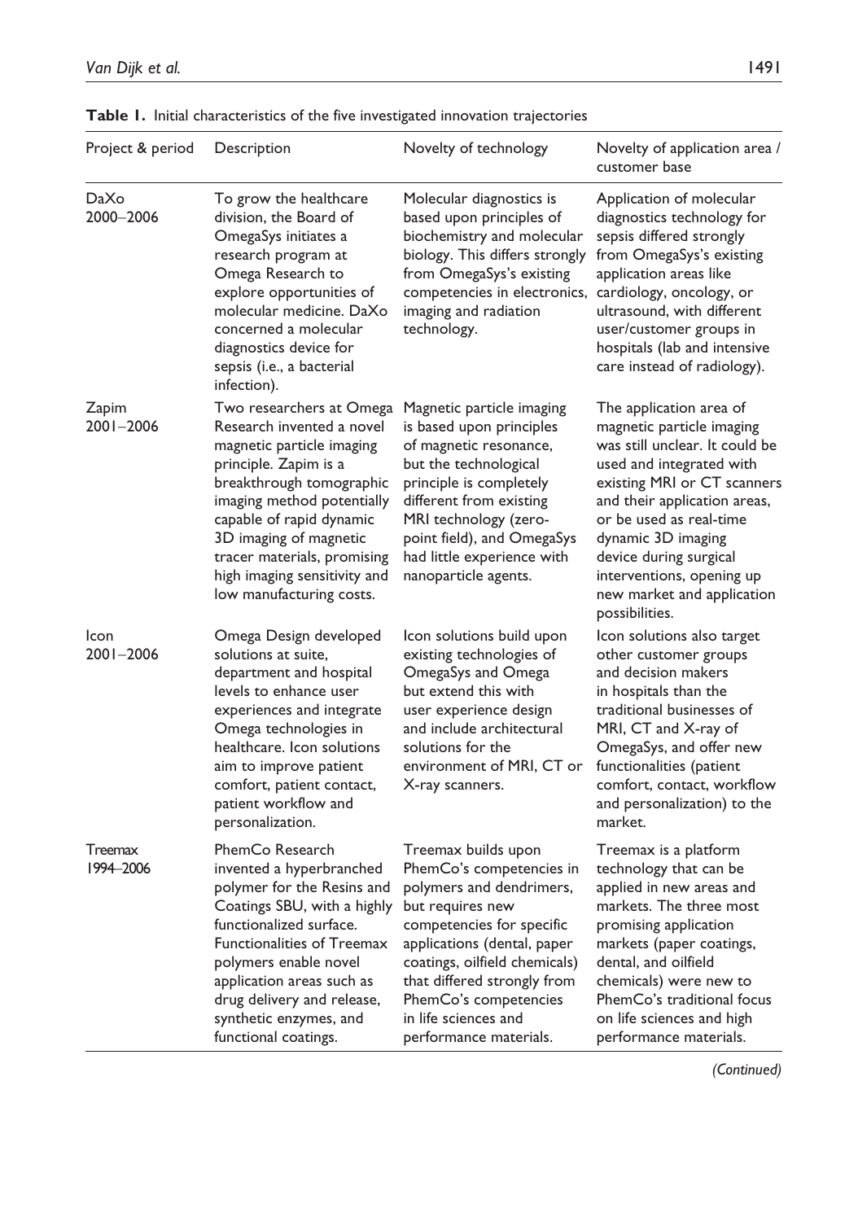**Table 1.** Initial characteristics of the five investigated innovation trajectories

| Project & period | Description | Novelty of technology | Novelty of application area / customer base |
|---|---|---|---|
| DaXo 2000–2006 | To grow the healthcare division, the Board of OmegaSys initiates a research program at Omega Research to explore opportunities of molecular medicine. DaXo concerned a molecular diagnostics device for sepsis (i.e., a bacterial infection). | Molecular diagnostics is based upon principles of biochemistry and molecular biology. This differs strongly from OmegaSys's existing competencies in electronics, imaging and radiation technology. | Application of molecular diagnostics technology for sepsis differed strongly from OmegaSys's existing application areas like cardiology, oncology, or ultrasound, with different user/customer groups in hospitals (lab and intensive care instead of radiology). |
| Zapim 2001–2006 | Two researchers at Omega Research invented a novel magnetic particle imaging principle. Zapim is a breakthrough tomographic imaging method potentially capable of rapid dynamic 3D imaging of magnetic tracer materials, promising high imaging sensitivity and low manufacturing costs. | Magnetic particle imaging is based upon principles of magnetic resonance, but the technological principle is completely different from existing MRI technology (zero-point field), and OmegaSys had little experience with nanoparticle agents. | The application area of magnetic particle imaging was still unclear. It could be used and integrated with existing MRI or CT scanners and their application areas, or be used as real-time dynamic 3D imaging device during surgical interventions, opening up new market and application possibilities. |
| Icon 2001–2006 | Omega Design developed solutions at suite, department and hospital levels to enhance user experiences and integrate Omega technologies in healthcare. Icon solutions aim to improve patient comfort, patient contact, patient workflow and personalization. | Icon solutions build upon existing technologies of OmegaSys and Omega but extend this with user experience design and include architectural solutions for the environment of MRI, CT or X-ray scanners. | Icon solutions also target other customer groups and decision makers in hospitals than the traditional businesses of MRI, CT and X-ray of OmegaSys, and offer new functionalities (patient comfort, contact, workflow and personalization) to the market. |
| Treemax 1994–2006 | PhemCo Research invented a hyperbranched polymer for the Resins and Coatings SBU, with a highly functionalized surface. Functionalities of Treemax polymers enable novel application areas such as drug delivery and release, synthetic enzymes, and functional coatings. | Treemax builds upon PhemCo's competencies in polymers and dendrimers, but requires new competencies for specific applications (dental, paper coatings, oilfield chemicals) that differed strongly from PhemCo's competencies in life sciences and performance materials. | Treemax is a platform technology that can be applied in new areas and markets. The three most promising application markets (paper coatings, dental, and oilfield chemicals) were new to PhemCo's traditional focus on life sciences and high performance materials. |

*(Continued)*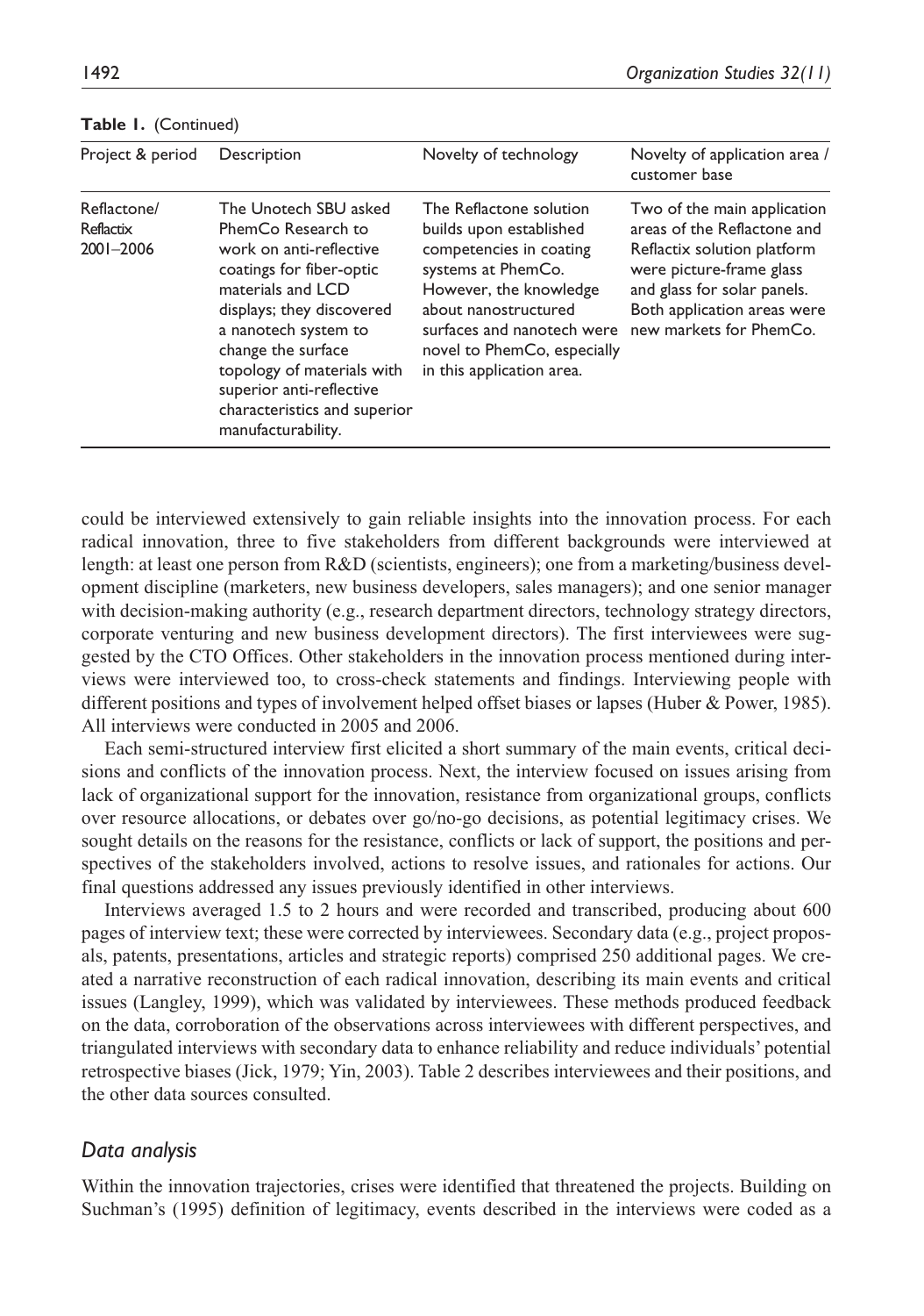**Table 1.** (Continued)

| Project & period | Description | Novelty of technology | Novelty of application area / customer base |
|---|---|---|---|
| Reflactone/ Reflactix 2001–2006 | The Unotech SBU asked PhemCo Research to work on anti-reflective coatings for fiber-optic materials and LCD displays; they discovered a nanotech system to change the surface topology of materials with superior anti-reflective characteristics and superior manufacturability. | The Reflactone solution builds upon established competencies in coating systems at PhemCo. However, the knowledge about nanostructured surfaces and nanotech were novel to PhemCo, especially in this application area. | Two of the main application areas of the Reflactone and Reflactix solution platform were picture-frame glass and glass for solar panels. Both application areas were new markets for PhemCo. |

could be interviewed extensively to gain reliable insights into the innovation process. For each radical innovation, three to five stakeholders from different backgrounds were interviewed at length: at least one person from R&D (scientists, engineers); one from a marketing/business development discipline (marketers, new business developers, sales managers); and one senior manager with decision-making authority (e.g., research department directors, technology strategy directors, corporate venturing and new business development directors). The first interviewees were suggested by the CTO Offices. Other stakeholders in the innovation process mentioned during interviews were interviewed too, to cross-check statements and findings. Interviewing people with different positions and types of involvement helped offset biases or lapses (Huber & Power, 1985). All interviews were conducted in 2005 and 2006.

Each semi-structured interview first elicited a short summary of the main events, critical decisions and conflicts of the innovation process. Next, the interview focused on issues arising from lack of organizational support for the innovation, resistance from organizational groups, conflicts over resource allocations, or debates over go/no-go decisions, as potential legitimacy crises. We sought details on the reasons for the resistance, conflicts or lack of support, the positions and perspectives of the stakeholders involved, actions to resolve issues, and rationales for actions. Our final questions addressed any issues previously identified in other interviews.

Interviews averaged 1.5 to 2 hours and were recorded and transcribed, producing about 600 pages of interview text; these were corrected by interviewees. Secondary data (e.g., project proposals, patents, presentations, articles and strategic reports) comprised 250 additional pages. We created a narrative reconstruction of each radical innovation, describing its main events and critical issues (Langley, 1999), which was validated by interviewees. These methods produced feedback on the data, corroboration of the observations across interviewees with different perspectives, and triangulated interviews with secondary data to enhance reliability and reduce individuals' potential retrospective biases (Jick, 1979; Yin, 2003). Table 2 describes interviewees and their positions, and the other data sources consulted.

### *Data analysis*

Within the innovation trajectories, crises were identified that threatened the projects. Building on Suchman's (1995) definition of legitimacy, events described in the interviews were coded as a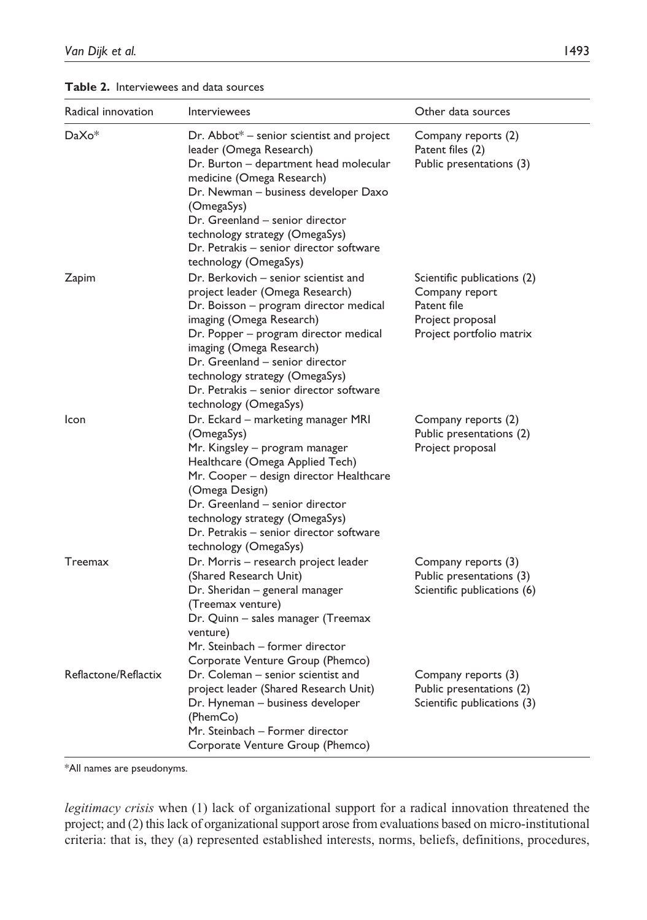**Table 2.** Interviewees and data sources

| Radical innovation | Interviewees | Other data sources |
|---|---|---|
| DaXo* | Dr. Abbot* – senior scientist and project leader (Omega Research)<br>Dr. Burton – department head molecular medicine (Omega Research)<br>Dr. Newman – business developer Daxo (OmegaSys)<br>Dr. Greenland – senior director technology strategy (OmegaSys)<br>Dr. Petrakis – senior director software technology (OmegaSys) | Company reports (2)<br>Patent files (2)<br>Public presentations (3) |
| Zapim | Dr. Berkovich – senior scientist and project leader (Omega Research)<br>Dr. Boisson – program director medical imaging (Omega Research)<br>Dr. Popper – program director medical imaging (Omega Research)<br>Dr. Greenland – senior director technology strategy (OmegaSys)<br>Dr. Petrakis – senior director software technology (OmegaSys) | Scientific publications (2)<br>Company report<br>Patent file<br>Project proposal<br>Project portfolio matrix |
| Icon | Dr. Eckard – marketing manager MRI (OmegaSys)<br>Mr. Kingsley – program manager Healthcare (Omega Applied Tech)<br>Mr. Cooper – design director Healthcare (Omega Design)<br>Dr. Greenland – senior director technology strategy (OmegaSys)<br>Dr. Petrakis – senior director software technology (OmegaSys) | Company reports (2)<br>Public presentations (2)<br>Project proposal |
| Treemax | Dr. Morris – research project leader (Shared Research Unit)<br>Dr. Sheridan – general manager (Treemax venture)<br>Dr. Quinn – sales manager (Treemax venture)<br>Mr. Steinbach – former director Corporate Venture Group (Phemco) | Company reports (3)<br>Public presentations (3)<br>Scientific publications (6) |
| Reflactone/Reflactix | Dr. Coleman – senior scientist and project leader (Shared Research Unit)<br>Dr. Hyneman – business developer (PhemCo)<br>Mr. Steinbach – Former director Corporate Venture Group (Phemco) | Company reports (3)<br>Public presentations (2)<br>Scientific publications (3) |

*All names are pseudonyms.

*legitimacy crisis* when (1) lack of organizational support for a radical innovation threatened the project; and (2) this lack of organizational support arose from evaluations based on micro-institutional criteria: that is, they (a) represented established interests, norms, beliefs, definitions, procedures,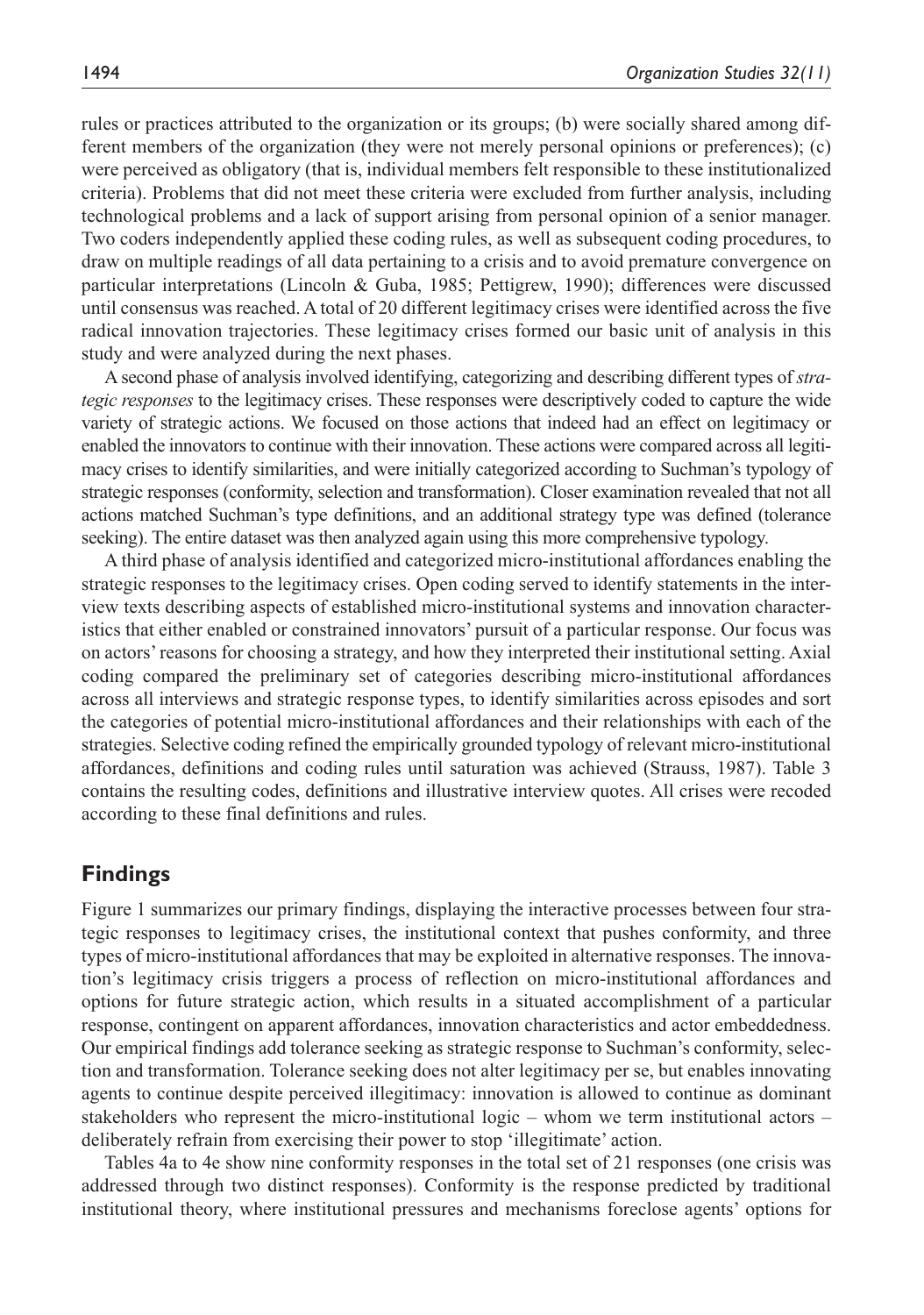rules or practices attributed to the organization or its groups; (b) were socially shared among different members of the organization (they were not merely personal opinions or preferences); (c) were perceived as obligatory (that is, individual members felt responsible to these institutionalized criteria). Problems that did not meet these criteria were excluded from further analysis, including technological problems and a lack of support arising from personal opinion of a senior manager. Two coders independently applied these coding rules, as well as subsequent coding procedures, to draw on multiple readings of all data pertaining to a crisis and to avoid premature convergence on particular interpretations (Lincoln & Guba, 1985; Pettigrew, 1990); differences were discussed until consensus was reached. A total of 20 different legitimacy crises were identified across the five radical innovation trajectories. These legitimacy crises formed our basic unit of analysis in this study and were analyzed during the next phases.

A second phase of analysis involved identifying, categorizing and describing different types of *strategic responses* to the legitimacy crises. These responses were descriptively coded to capture the wide variety of strategic actions. We focused on those actions that indeed had an effect on legitimacy or enabled the innovators to continue with their innovation. These actions were compared across all legitimacy crises to identify similarities, and were initially categorized according to Suchman's typology of strategic responses (conformity, selection and transformation). Closer examination revealed that not all actions matched Suchman's type definitions, and an additional strategy type was defined (tolerance seeking). The entire dataset was then analyzed again using this more comprehensive typology.

A third phase of analysis identified and categorized micro-institutional affordances enabling the strategic responses to the legitimacy crises. Open coding served to identify statements in the interview texts describing aspects of established micro-institutional systems and innovation characteristics that either enabled or constrained innovators' pursuit of a particular response. Our focus was on actors' reasons for choosing a strategy, and how they interpreted their institutional setting. Axial coding compared the preliminary set of categories describing micro-institutional affordances across all interviews and strategic response types, to identify similarities across episodes and sort the categories of potential micro-institutional affordances and their relationships with each of the strategies. Selective coding refined the empirically grounded typology of relevant micro-institutional affordances, definitions and coding rules until saturation was achieved (Strauss, 1987). Table 3 contains the resulting codes, definitions and illustrative interview quotes. All crises were recoded according to these final definitions and rules.

## Findings

Figure 1 summarizes our primary findings, displaying the interactive processes between four strategic responses to legitimacy crises, the institutional context that pushes conformity, and three types of micro-institutional affordances that may be exploited in alternative responses. The innovation's legitimacy crisis triggers a process of reflection on micro-institutional affordances and options for future strategic action, which results in a situated accomplishment of a particular response, contingent on apparent affordances, innovation characteristics and actor embeddedness. Our empirical findings add tolerance seeking as strategic response to Suchman's conformity, selection and transformation. Tolerance seeking does not alter legitimacy per se, but enables innovating agents to continue despite perceived illegitimacy: innovation is allowed to continue as dominant stakeholders who represent the micro-institutional logic – whom we term institutional actors – deliberately refrain from exercising their power to stop 'illegitimate' action.

Tables 4a to 4e show nine conformity responses in the total set of 21 responses (one crisis was addressed through two distinct responses). Conformity is the response predicted by traditional institutional theory, where institutional pressures and mechanisms foreclose agents' options for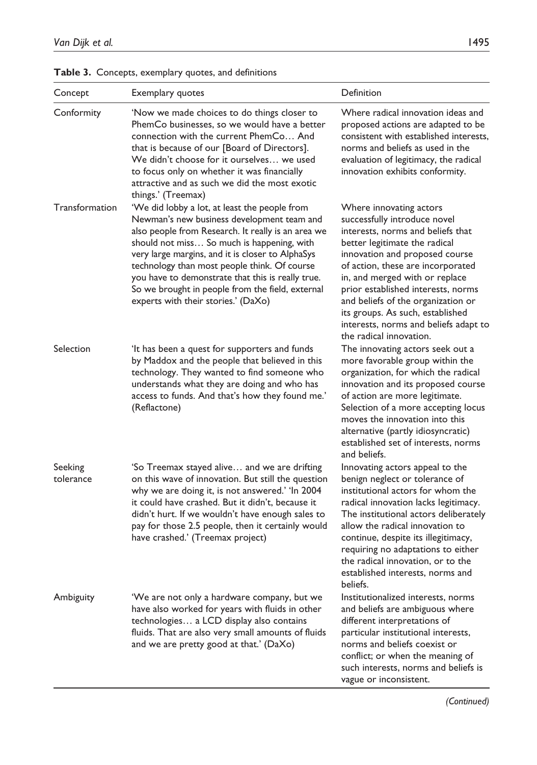**Table 3.** Concepts, exemplary quotes, and definitions

| Concept | Exemplary quotes | Definition |
|---|---|---|
| Conformity | 'Now we made choices to do things closer to PhemCo businesses, so we would have a better connection with the current PhemCo… And that is because of our [Board of Directors]. We didn't choose for it ourselves… we used to focus only on whether it was financially attractive and as such we did the most exotic things.' (Treemax) | Where radical innovation ideas and proposed actions are adapted to be consistent with established interests, norms and beliefs as used in the evaluation of legitimacy, the radical innovation exhibits conformity. |
| Transformation | 'We did lobby a lot, at least the people from Newman's new business development team and also people from Research. It really is an area we should not miss… So much is happening, with very large margins, and it is closer to AlphaSys technology than most people think. Of course you have to demonstrate that this is really true. So we brought in people from the field, external experts with their stories.' (DaXo) | Where innovating actors successfully introduce novel interests, norms and beliefs that better legitimate the radical innovation and proposed course of action, these are incorporated in, and merged with or replace prior established interests, norms and beliefs of the organization or its groups. As such, established interests, norms and beliefs adapt to the radical innovation. |
| Selection | 'It has been a quest for supporters and funds by Maddox and the people that believed in this technology. They wanted to find someone who understands what they are doing and who has access to funds. And that's how they found me.' (Reflactone) | The innovating actors seek out a more favorable group within the organization, for which the radical innovation and its proposed course of action are more legitimate. Selection of a more accepting locus moves the innovation into this alternative (partly idiosyncratic) established set of interests, norms and beliefs. |
| Seeking tolerance | 'So Treemax stayed alive… and we are drifting on this wave of innovation. But still the question why we are doing it, is not answered.' 'In 2004 it could have crashed. But it didn't, because it didn't hurt. If we wouldn't have enough sales to pay for those 2.5 people, then it certainly would have crashed.' (Treemax project) | Innovating actors appeal to the benign neglect or tolerance of institutional actors for whom the radical innovation lacks legitimacy. The institutional actors deliberately allow the radical innovation to continue, despite its illegitimacy, requiring no adaptations to either the radical innovation, or to the established interests, norms and beliefs. |
| Ambiguity | 'We are not only a hardware company, but we have also worked for years with fluids in other technologies… a LCD display also contains fluids. That are also very small amounts of fluids and we are pretty good at that.' (DaXo) | Institutionalized interests, norms and beliefs are ambiguous where different interpretations of particular institutional interests, norms and beliefs coexist or conflict; or when the meaning of such interests, norms and beliefs is vague or inconsistent. |

*(Continued)*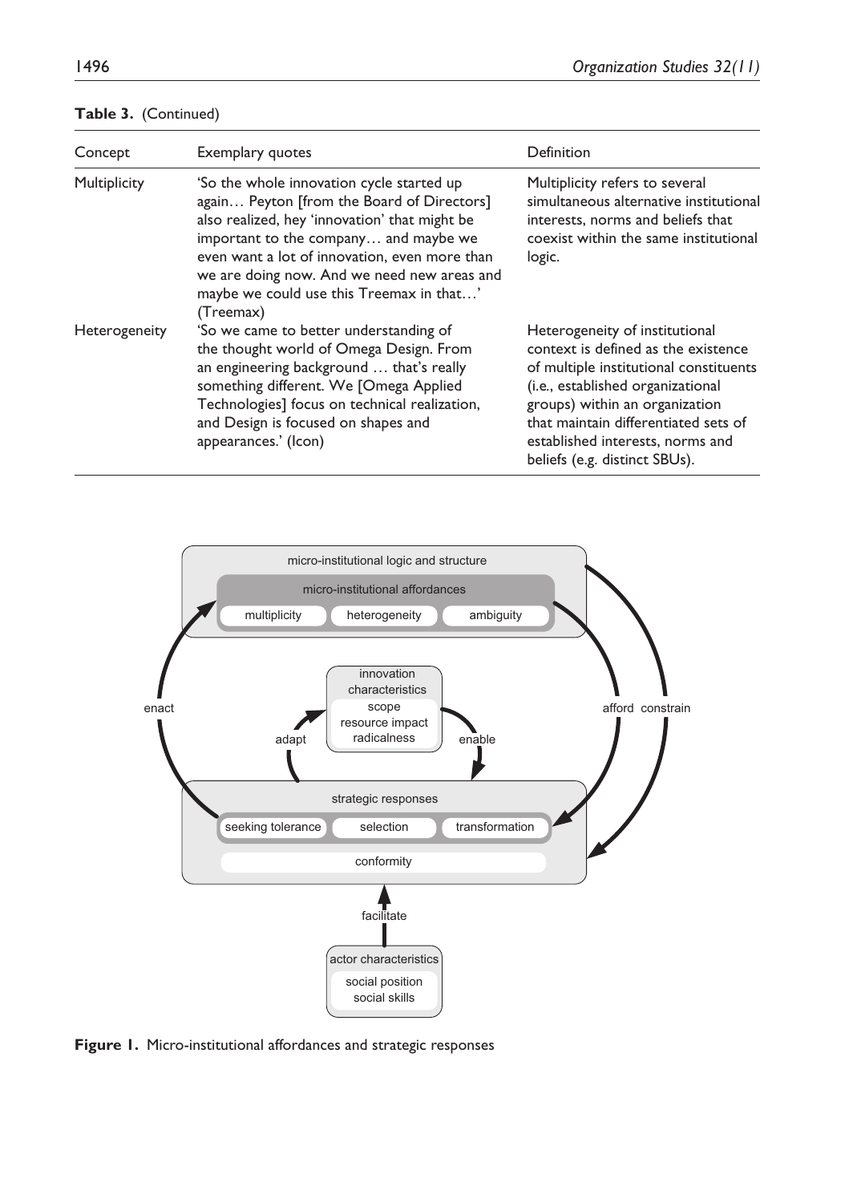**Table 3.** (Continued)

| Concept | Exemplary quotes | Definition |
| --- | --- | --- |
| Multiplicity | 'So the whole innovation cycle started up again… Peyton [from the Board of Directors] also realized, hey 'innovation' that might be important to the company… and maybe we even want a lot of innovation, even more than we are doing now. And we need new areas and maybe we could use this Treemax in that…' (Treemax) | Multiplicity refers to several simultaneous alternative institutional interests, norms and beliefs that coexist within the same institutional logic. |
| Heterogeneity | 'So we came to better understanding of the thought world of Omega Design. From an engineering background … that's really something different. We [Omega Applied Technologies] focus on technical realization, and Design is focused on shapes and appearances.' (Icon) | Heterogeneity of institutional context is defined as the existence of multiple institutional constituents (i.e., established organizational groups) within an organization that maintain differentiated sets of established interests, norms and beliefs (e.g. distinct SBUs). |

**Figure 1.** Micro-institutional affordances and strategic responses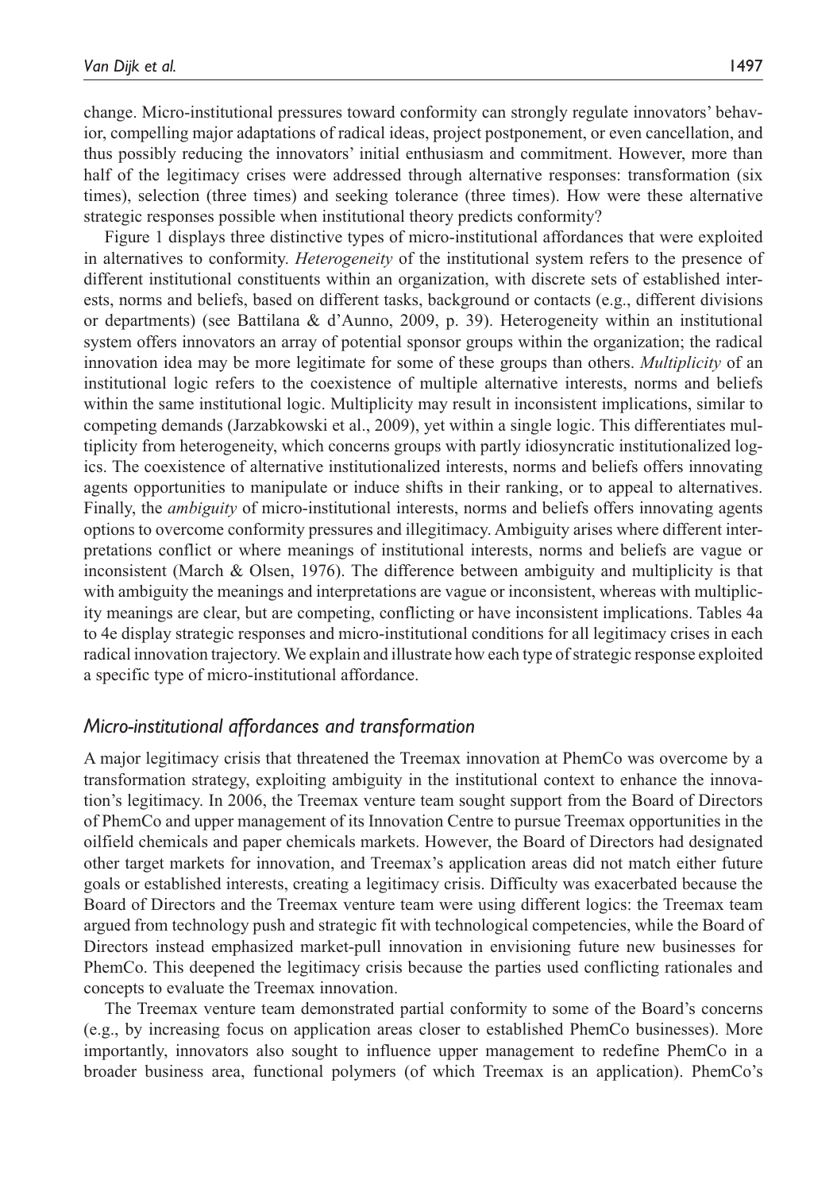change. Micro-institutional pressures toward conformity can strongly regulate innovators' behavior, compelling major adaptations of radical ideas, project postponement, or even cancellation, and thus possibly reducing the innovators' initial enthusiasm and commitment. However, more than half of the legitimacy crises were addressed through alternative responses: transformation (six times), selection (three times) and seeking tolerance (three times). How were these alternative strategic responses possible when institutional theory predicts conformity?

Figure 1 displays three distinctive types of micro-institutional affordances that were exploited in alternatives to conformity. *Heterogeneity* of the institutional system refers to the presence of different institutional constituents within an organization, with discrete sets of established interests, norms and beliefs, based on different tasks, background or contacts (e.g., different divisions or departments) (see Battilana & d'Aunno, 2009, p. 39). Heterogeneity within an institutional system offers innovators an array of potential sponsor groups within the organization; the radical innovation idea may be more legitimate for some of these groups than others. *Multiplicity* of an institutional logic refers to the coexistence of multiple alternative interests, norms and beliefs within the same institutional logic. Multiplicity may result in inconsistent implications, similar to competing demands (Jarzabkowski et al., 2009), yet within a single logic. This differentiates multiplicity from heterogeneity, which concerns groups with partly idiosyncratic institutionalized logics. The coexistence of alternative institutionalized interests, norms and beliefs offers innovating agents opportunities to manipulate or induce shifts in their ranking, or to appeal to alternatives. Finally, the *ambiguity* of micro-institutional interests, norms and beliefs offers innovating agents options to overcome conformity pressures and illegitimacy. Ambiguity arises where different interpretations conflict or where meanings of institutional interests, norms and beliefs are vague or inconsistent (March & Olsen, 1976). The difference between ambiguity and multiplicity is that with ambiguity the meanings and interpretations are vague or inconsistent, whereas with multiplicity meanings are clear, but are competing, conflicting or have inconsistent implications. Tables 4a to 4e display strategic responses and micro-institutional conditions for all legitimacy crises in each radical innovation trajectory. We explain and illustrate how each type of strategic response exploited a specific type of micro-institutional affordance.

### *Micro-institutional affordances and transformation*

A major legitimacy crisis that threatened the Treemax innovation at PhemCo was overcome by a transformation strategy, exploiting ambiguity in the institutional context to enhance the innovation's legitimacy. In 2006, the Treemax venture team sought support from the Board of Directors of PhemCo and upper management of its Innovation Centre to pursue Treemax opportunities in the oilfield chemicals and paper chemicals markets. However, the Board of Directors had designated other target markets for innovation, and Treemax's application areas did not match either future goals or established interests, creating a legitimacy crisis. Difficulty was exacerbated because the Board of Directors and the Treemax venture team were using different logics: the Treemax team argued from technology push and strategic fit with technological competencies, while the Board of Directors instead emphasized market-pull innovation in envisioning future new businesses for PhemCo. This deepened the legitimacy crisis because the parties used conflicting rationales and concepts to evaluate the Treemax innovation.

The Treemax venture team demonstrated partial conformity to some of the Board's concerns (e.g., by increasing focus on application areas closer to established PhemCo businesses). More importantly, innovators also sought to influence upper management to redefine PhemCo in a broader business area, functional polymers (of which Treemax is an application). PhemCo's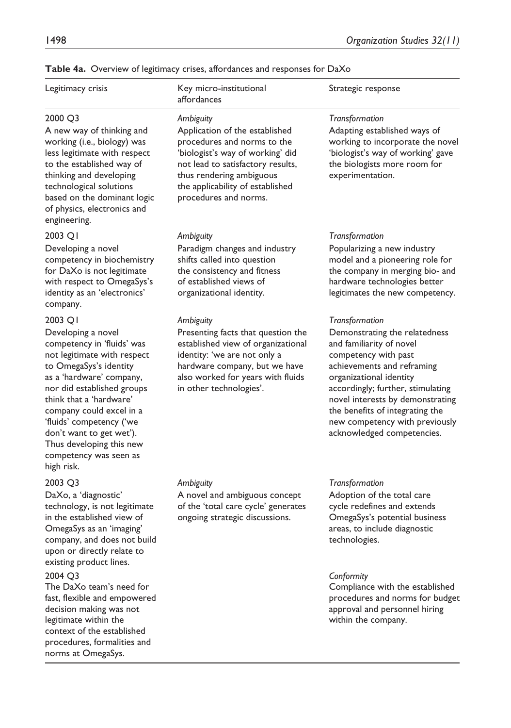**Table 4a.** Overview of legitimacy crises, affordances and responses for DaXo

| Legitimacy crisis | Key micro-institutional affordances | Strategic response |
|---|---|---|
| 2000 Q3<br>A new way of thinking and working (i.e., biology) was less legitimate with respect to the established way of thinking and developing technological solutions based on the dominant logic of physics, electronics and engineering. | *Ambiguity*<br>Application of the established procedures and norms to the 'biologist's way of working' did not lead to satisfactory results, thus rendering ambiguous the applicability of established procedures and norms. | *Transformation*<br>Adapting established ways of working to incorporate the novel 'biologist's way of working' gave the biologists more room for experimentation. |
| 2003 Q1<br>Developing a novel competency in biochemistry for DaXo is not legitimate with respect to OmegaSys's identity as an 'electronics' company. | *Ambiguity*<br>Paradigm changes and industry shifts called into question the consistency and fitness of established views of organizational identity. | *Transformation*<br>Popularizing a new industry model and a pioneering role for the company in merging bio- and hardware technologies better legitimates the new competency. |
| 2003 Q1<br>Developing a novel competency in 'fluids' was not legitimate with respect to OmegaSys's identity as a 'hardware' company, nor did established groups think that a 'hardware' company could excel in a 'fluids' competency ('we don't want to get wet'). Thus developing this new competency was seen as high risk. | *Ambiguity*<br>Presenting facts that question the established view of organizational identity: 'we are not only a hardware company, but we have also worked for years with fluids in other technologies'. | *Transformation*<br>Demonstrating the relatedness and familiarity of novel competency with past achievements and reframing organizational identity accordingly; further, stimulating novel interests by demonstrating the benefits of integrating the new competency with previously acknowledged competencies. |
| 2003 Q3<br>DaXo, a 'diagnostic' technology, is not legitimate in the established view of OmegaSys as an 'imaging' company, and does not build upon or directly relate to existing product lines. | *Ambiguity*<br>A novel and ambiguous concept of the 'total care cycle' generates ongoing strategic discussions. | *Transformation*<br>Adoption of the total care cycle redefines and extends OmegaSys's potential business areas, to include diagnostic technologies. |
| 2004 Q3<br>The DaXo team's need for fast, flexible and empowered decision making was not legitimate within the context of the established procedures, formalities and norms at OmegaSys. | | *Conformity*<br>Compliance with the established procedures and norms for budget approval and personnel hiring within the company. |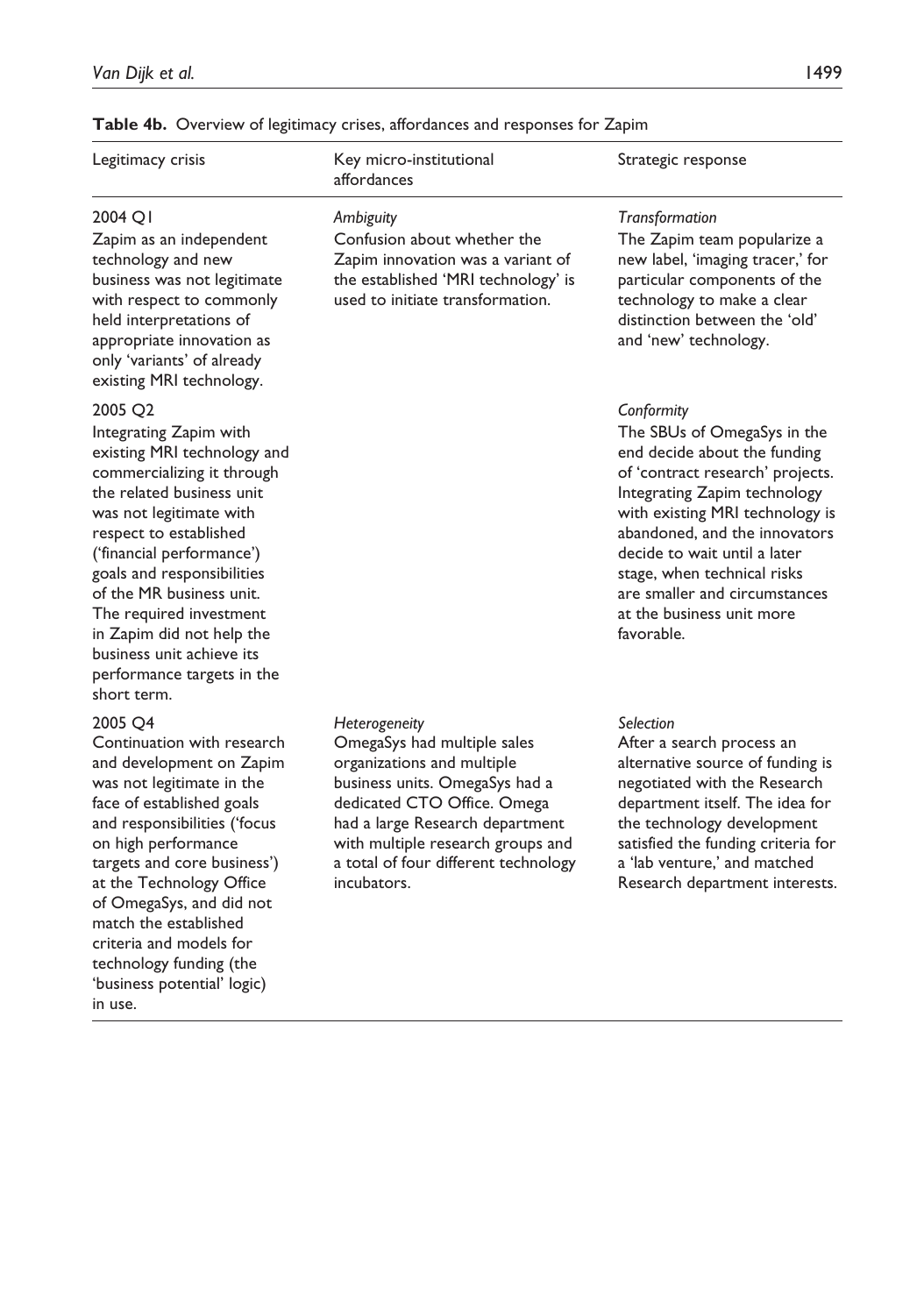**Table 4b.** Overview of legitimacy crises, affordances and responses for Zapim

| Legitimacy crisis | Key micro-institutional affordances | Strategic response |
|---|---|---|
| 2004 Q1<br>Zapim as an independent technology and new business was not legitimate with respect to commonly held interpretations of appropriate innovation as only 'variants' of already existing MRI technology. | *Ambiguity*<br>Confusion about whether the Zapim innovation was a variant of the established 'MRI technology' is used to initiate transformation. | *Transformation*<br>The Zapim team popularize a new label, 'imaging tracer,' for particular components of the technology to make a clear distinction between the 'old' and 'new' technology. |
| 2005 Q2<br>Integrating Zapim with existing MRI technology and commercializing it through the related business unit was not legitimate with respect to established ('financial performance') goals and responsibilities of the MR business unit. The required investment in Zapim did not help the business unit achieve its performance targets in the short term. | | *Conformity*<br>The SBUs of OmegaSys in the end decide about the funding of 'contract research' projects. Integrating Zapim technology with existing MRI technology is abandoned, and the innovators decide to wait until a later stage, when technical risks are smaller and circumstances at the business unit more favorable. |
| 2005 Q4<br>Continuation with research and development on Zapim was not legitimate in the face of established goals and responsibilities ('focus on high performance targets and core business') at the Technology Office of OmegaSys, and did not match the established criteria and models for technology funding (the 'business potential' logic) in use. | *Heterogeneity*<br>OmegaSys had multiple sales organizations and multiple business units. OmegaSys had a dedicated CTO Office. Omega had a large Research department with multiple research groups and a total of four different technology incubators. | *Selection*<br>After a search process an alternative source of funding is negotiated with the Research department itself. The idea for the technology development satisfied the funding criteria for a 'lab venture,' and matched Research department interests. |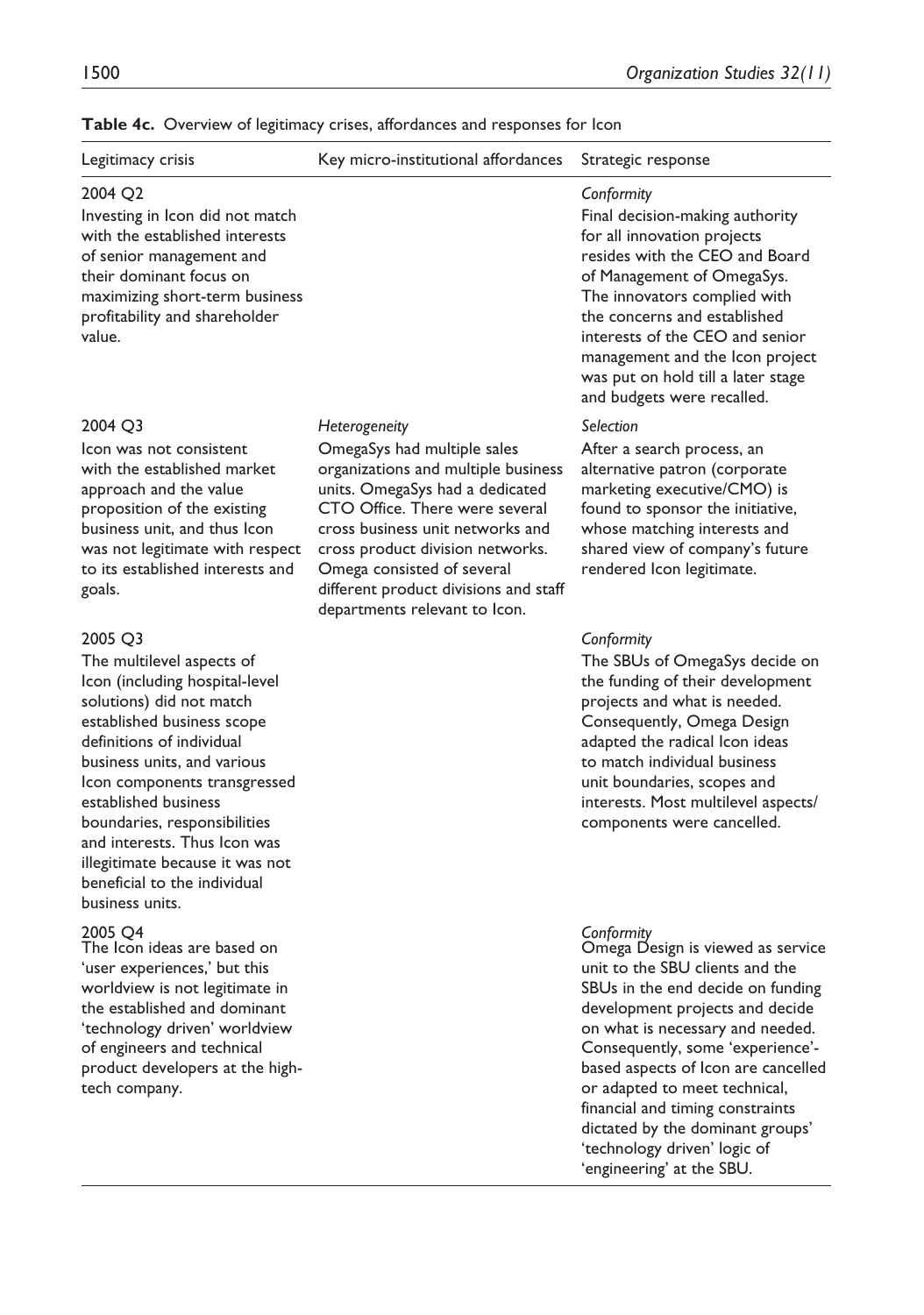**Table 4c.** Overview of legitimacy crises, affordances and responses for Icon

| Legitimacy crisis | Key micro-institutional affordances | Strategic response |
|---|---|---|
| 2004 Q2<br>Investing in Icon did not match with the established interests of senior management and their dominant focus on maximizing short-term business profitability and shareholder value. | | *Conformity*<br>Final decision-making authority for all innovation projects resides with the CEO and Board of Management of OmegaSys. The innovators complied with the concerns and established interests of the CEO and senior management and the Icon project was put on hold till a later stage and budgets were recalled. |
| 2004 Q3<br>Icon was not consistent with the established market approach and the value proposition of the existing business unit, and thus Icon was not legitimate with respect to its established interests and goals. | *Heterogeneity*<br>OmegaSys had multiple sales organizations and multiple business units. OmegaSys had a dedicated CTO Office. There were several cross business unit networks and cross product division networks. Omega consisted of several different product divisions and staff departments relevant to Icon. | *Selection*<br>After a search process, an alternative patron (corporate marketing executive/CMO) is found to sponsor the initiative, whose matching interests and shared view of company's future rendered Icon legitimate. |
| 2005 Q3<br>The multilevel aspects of Icon (including hospital-level solutions) did not match established business scope definitions of individual business units, and various Icon components transgressed established business boundaries, responsibilities and interests. Thus Icon was illegitimate because it was not beneficial to the individual business units. | | *Conformity*<br>The SBUs of OmegaSys decide on the funding of their development projects and what is needed. Consequently, Omega Design adapted the radical Icon ideas to match individual business unit boundaries, scopes and interests. Most multilevel aspects/components were cancelled. |
| 2005 Q4<br>The Icon ideas are based on 'user experiences,' but this worldview is not legitimate in the established and dominant 'technology driven' worldview of engineers and technical product developers at the high-tech company. | | *Conformity*<br>Omega Design is viewed as service unit to the SBU clients and the SBUs in the end decide on funding development projects and decide on what is necessary and needed. Consequently, some 'experience'-based aspects of Icon are cancelled or adapted to meet technical, financial and timing constraints dictated by the dominant groups' 'technology driven' logic of 'engineering' at the SBU. |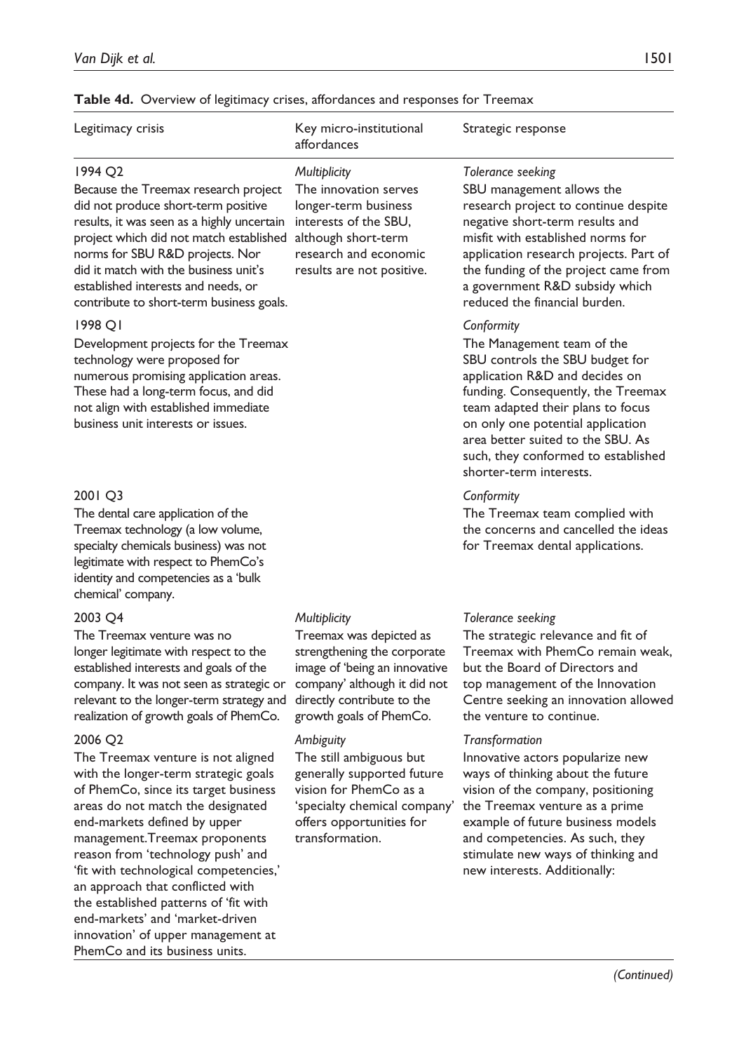**Table 4d.** Overview of legitimacy crises, affordances and responses for Treemax

| Legitimacy crisis | Key micro-institutional affordances | Strategic response |
|---|---|---|
| 1994 Q2<br>Because the Treemax research project did not produce short-term positive results, it was seen as a highly uncertain project which did not match established norms for SBU R&D projects. Nor did it match with the business unit's established interests and needs, or contribute to short-term business goals. | *Multiplicity*<br>The innovation serves longer-term business interests of the SBU, although short-term research and economic results are not positive. | *Tolerance seeking*<br>SBU management allows the research project to continue despite negative short-term results and misfit with established norms for application research projects. Part of the funding of the project came from a government R&D subsidy which reduced the financial burden. |
| 1998 Q1<br>Development projects for the Treemax technology were proposed for numerous promising application areas. These had a long-term focus, and did not align with established immediate business unit interests or issues. | | *Conformity*<br>The Management team of the SBU controls the SBU budget for application R&D and decides on funding. Consequently, the Treemax team adapted their plans to focus on only one potential application area better suited to the SBU. As such, they conformed to established shorter-term interests. |
| 2001 Q3<br>The dental care application of the Treemax technology (a low volume, specialty chemicals business) was not legitimate with respect to PhemCo's identity and competencies as a 'bulk chemical' company. | | *Conformity*<br>The Treemax team complied with the concerns and cancelled the ideas for Treemax dental applications. |
| 2003 Q4<br>The Treemax venture was no longer legitimate with respect to the established interests and goals of the company. It was not seen as strategic or relevant to the longer-term strategy and realization of growth goals of PhemCo. | *Multiplicity*<br>Treemax was depicted as strengthening the corporate image of 'being an innovative company' although it did not directly contribute to the growth goals of PhemCo. | *Tolerance seeking*<br>The strategic relevance and fit of Treemax with PhemCo remain weak, but the Board of Directors and top management of the Innovation Centre seeking an innovation allowed the venture to continue. |
| 2006 Q2<br>The Treemax venture is not aligned with the longer-term strategic goals of PhemCo, since its target business areas do not match the designated end-markets defined by upper management. Treemax proponents reason from 'technology push' and 'fit with technological competencies,' an approach that conflicted with the established patterns of 'fit with end-markets' and 'market-driven innovation' of upper management at PhemCo and its business units. | *Ambiguity*<br>The still ambiguous but generally supported future vision for PhemCo as a 'specialty chemical company' offers opportunities for transformation. | *Transformation*<br>Innovative actors popularize new ways of thinking about the future vision of the company, positioning the Treemax venture as a prime example of future business models and competencies. As such, they stimulate new ways of thinking and new interests. Additionally: |

*(Continued)*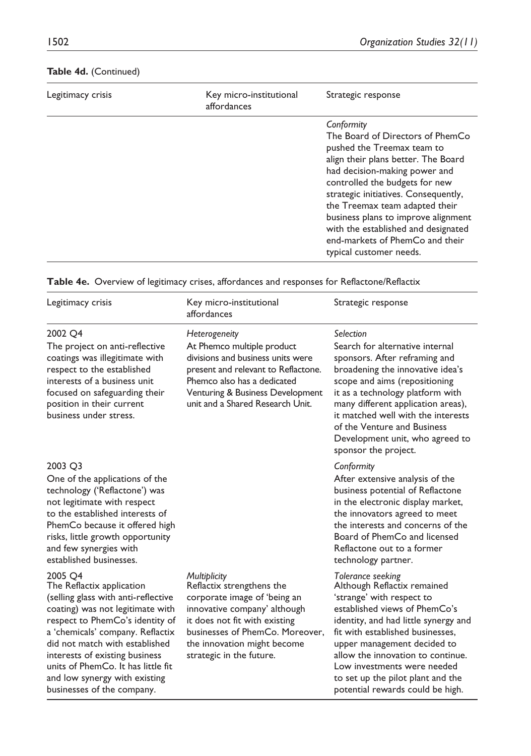**Table 4d.** (Continued)

| Legitimacy crisis | Key micro-institutional affordances | Strategic response |
|---|---|---|
| | | *Conformity*<br>The Board of Directors of PhemCo pushed the Treemax team to align their plans better. The Board had decision-making power and controlled the budgets for new strategic initiatives. Consequently, the Treemax team adapted their business plans to improve alignment with the established and designated end-markets of PhemCo and their typical customer needs. |

**Table 4e.** Overview of legitimacy crises, affordances and responses for Reflactone/Reflactix

| Legitimacy crisis | Key micro-institutional affordances | Strategic response |
|---|---|---|
| 2002 Q4<br>The project on anti-reflective coatings was illegitimate with respect to the established interests of a business unit focused on safeguarding their position in their current business under stress. | *Heterogeneity*<br>At Phemco multiple product divisions and business units were present and relevant to Reflactone. Phemco also has a dedicated Venturing & Business Development unit and a Shared Research Unit. | *Selection*<br>Search for alternative internal sponsors. After reframing and broadening the innovative idea's scope and aims (repositioning it as a technology platform with many different application areas), it matched well with the interests of the Venture and Business Development unit, who agreed to sponsor the project. |
| 2003 Q3<br>One of the applications of the technology ('Reflactone') was not legitimate with respect to the established interests of PhemCo because it offered high risks, little growth opportunity and few synergies with established businesses. | | *Conformity*<br>After extensive analysis of the business potential of Reflactone in the electronic display market, the innovators agreed to meet the interests and concerns of the Board of PhemCo and licensed Reflactone out to a former technology partner. |
| 2005 Q4<br>The Reflactix application (selling glass with anti-reflective coating) was not legitimate with respect to PhemCo's identity of a 'chemicals' company. Reflactix did not match with established interests of existing business units of PhemCo. It has little fit and low synergy with existing businesses of the company. | *Multiplicity*<br>Reflactix strengthens the corporate image of 'being an innovative company' although it does not fit with existing businesses of PhemCo. Moreover, the innovation might become strategic in the future. | *Tolerance seeking*<br>Although Reflactix remained 'strange' with respect to established views of PhemCo's identity, and had little synergy and fit with established businesses, upper management decided to allow the innovation to continue. Low investments were needed to set up the pilot plant and the potential rewards could be high. |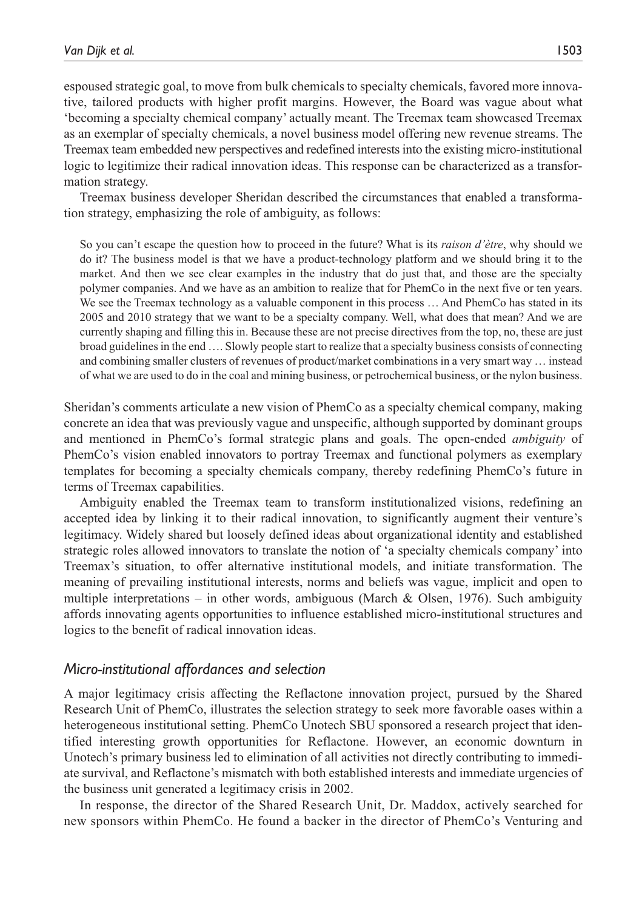espoused strategic goal, to move from bulk chemicals to specialty chemicals, favored more innovative, tailored products with higher profit margins. However, the Board was vague about what 'becoming a specialty chemical company' actually meant. The Treemax team showcased Treemax as an exemplar of specialty chemicals, a novel business model offering new revenue streams. The Treemax team embedded new perspectives and redefined interests into the existing micro-institutional logic to legitimize their radical innovation ideas. This response can be characterized as a transformation strategy.

Treemax business developer Sheridan described the circumstances that enabled a transformation strategy, emphasizing the role of ambiguity, as follows:

> So you can't escape the question how to proceed in the future? What is its *raison d'être*, why should we do it? The business model is that we have a product-technology platform and we should bring it to the market. And then we see clear examples in the industry that do just that, and those are the specialty polymer companies. And we have as an ambition to realize that for PhemCo in the next five or ten years. We see the Treemax technology as a valuable component in this process … And PhemCo has stated in its 2005 and 2010 strategy that we want to be a specialty company. Well, what does that mean? And we are currently shaping and filling this in. Because these are not precise directives from the top, no, these are just broad guidelines in the end …. Slowly people start to realize that a specialty business consists of connecting and combining smaller clusters of revenues of product/market combinations in a very smart way … instead of what we are used to do in the coal and mining business, or petrochemical business, or the nylon business.

Sheridan's comments articulate a new vision of PhemCo as a specialty chemical company, making concrete an idea that was previously vague and unspecific, although supported by dominant groups and mentioned in PhemCo's formal strategic plans and goals. The open-ended *ambiguity* of PhemCo's vision enabled innovators to portray Treemax and functional polymers as exemplary templates for becoming a specialty chemicals company, thereby redefining PhemCo's future in terms of Treemax capabilities.

Ambiguity enabled the Treemax team to transform institutionalized visions, redefining an accepted idea by linking it to their radical innovation, to significantly augment their venture's legitimacy. Widely shared but loosely defined ideas about organizational identity and established strategic roles allowed innovators to translate the notion of 'a specialty chemicals company' into Treemax's situation, to offer alternative institutional models, and initiate transformation. The meaning of prevailing institutional interests, norms and beliefs was vague, implicit and open to multiple interpretations – in other words, ambiguous (March & Olsen, 1976). Such ambiguity affords innovating agents opportunities to influence established micro-institutional structures and logics to the benefit of radical innovation ideas.

### *Micro-institutional affordances and selection*

A major legitimacy crisis affecting the Reflactone innovation project, pursued by the Shared Research Unit of PhemCo, illustrates the selection strategy to seek more favorable oases within a heterogeneous institutional setting. PhemCo Unotech SBU sponsored a research project that identified interesting growth opportunities for Reflactone. However, an economic downturn in Unotech's primary business led to elimination of all activities not directly contributing to immediate survival, and Reflactone's mismatch with both established interests and immediate urgencies of the business unit generated a legitimacy crisis in 2002.

In response, the director of the Shared Research Unit, Dr. Maddox, actively searched for new sponsors within PhemCo. He found a backer in the director of PhemCo's Venturing and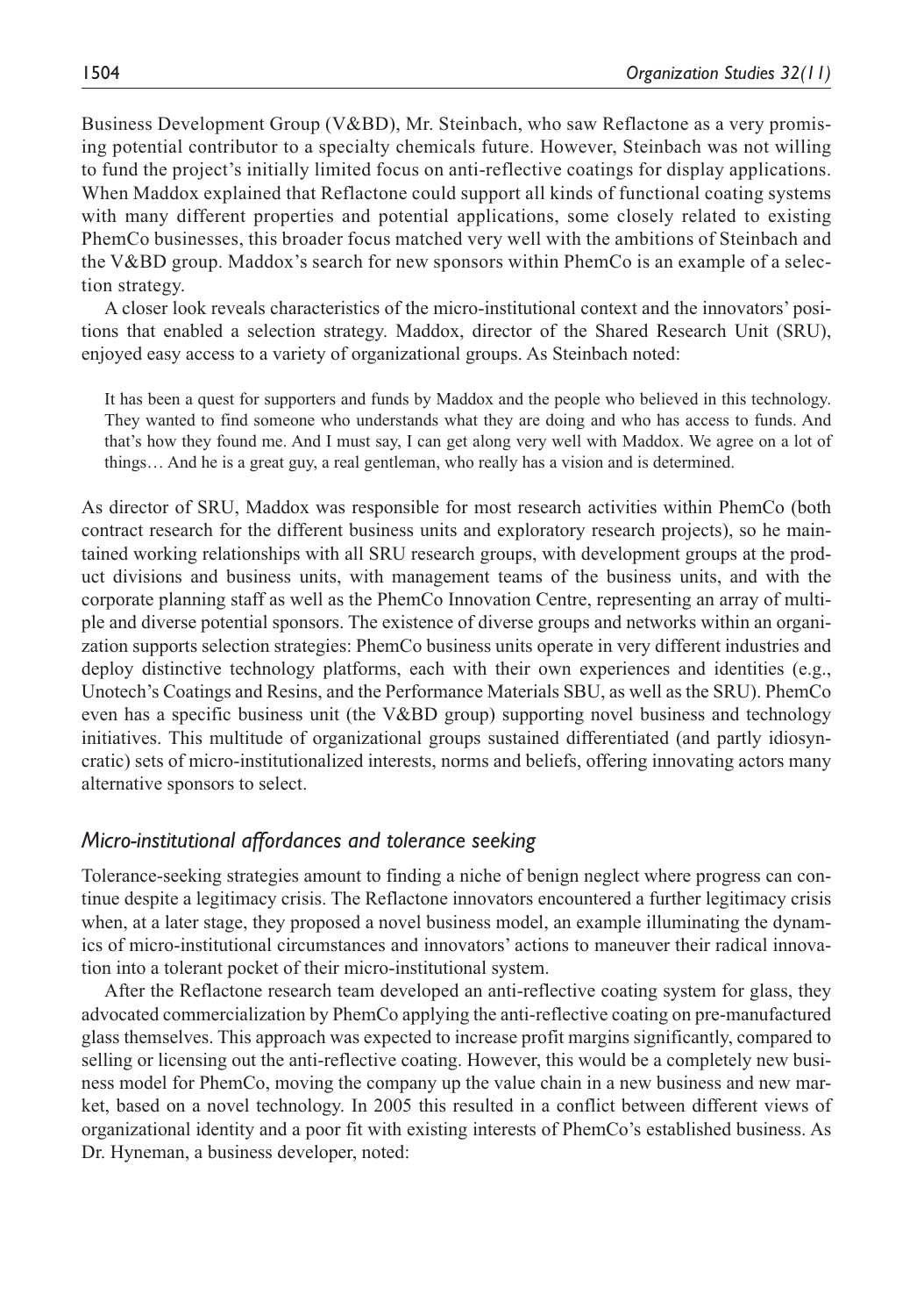Business Development Group (V&BD), Mr. Steinbach, who saw Reflactone as a very promising potential contributor to a specialty chemicals future. However, Steinbach was not willing to fund the project's initially limited focus on anti-reflective coatings for display applications. When Maddox explained that Reflactone could support all kinds of functional coating systems with many different properties and potential applications, some closely related to existing PhemCo businesses, this broader focus matched very well with the ambitions of Steinbach and the V&BD group. Maddox's search for new sponsors within PhemCo is an example of a selection strategy.

A closer look reveals characteristics of the micro-institutional context and the innovators' positions that enabled a selection strategy. Maddox, director of the Shared Research Unit (SRU), enjoyed easy access to a variety of organizational groups. As Steinbach noted:

> It has been a quest for supporters and funds by Maddox and the people who believed in this technology. They wanted to find someone who understands what they are doing and who has access to funds. And that's how they found me. And I must say, I can get along very well with Maddox. We agree on a lot of things… And he is a great guy, a real gentleman, who really has a vision and is determined.

As director of SRU, Maddox was responsible for most research activities within PhemCo (both contract research for the different business units and exploratory research projects), so he maintained working relationships with all SRU research groups, with development groups at the product divisions and business units, with management teams of the business units, and with the corporate planning staff as well as the PhemCo Innovation Centre, representing an array of multiple and diverse potential sponsors. The existence of diverse groups and networks within an organization supports selection strategies: PhemCo business units operate in very different industries and deploy distinctive technology platforms, each with their own experiences and identities (e.g., Unotech's Coatings and Resins, and the Performance Materials SBU, as well as the SRU). PhemCo even has a specific business unit (the V&BD group) supporting novel business and technology initiatives. This multitude of organizational groups sustained differentiated (and partly idiosyncratic) sets of micro-institutionalized interests, norms and beliefs, offering innovating actors many alternative sponsors to select.

### *Micro-institutional affordances and tolerance seeking*

Tolerance-seeking strategies amount to finding a niche of benign neglect where progress can continue despite a legitimacy crisis. The Reflactone innovators encountered a further legitimacy crisis when, at a later stage, they proposed a novel business model, an example illuminating the dynamics of micro-institutional circumstances and innovators' actions to maneuver their radical innovation into a tolerant pocket of their micro-institutional system.

After the Reflactone research team developed an anti-reflective coating system for glass, they advocated commercialization by PhemCo applying the anti-reflective coating on pre-manufactured glass themselves. This approach was expected to increase profit margins significantly, compared to selling or licensing out the anti-reflective coating. However, this would be a completely new business model for PhemCo, moving the company up the value chain in a new business and new market, based on a novel technology. In 2005 this resulted in a conflict between different views of organizational identity and a poor fit with existing interests of PhemCo's established business. As Dr. Hyneman, a business developer, noted: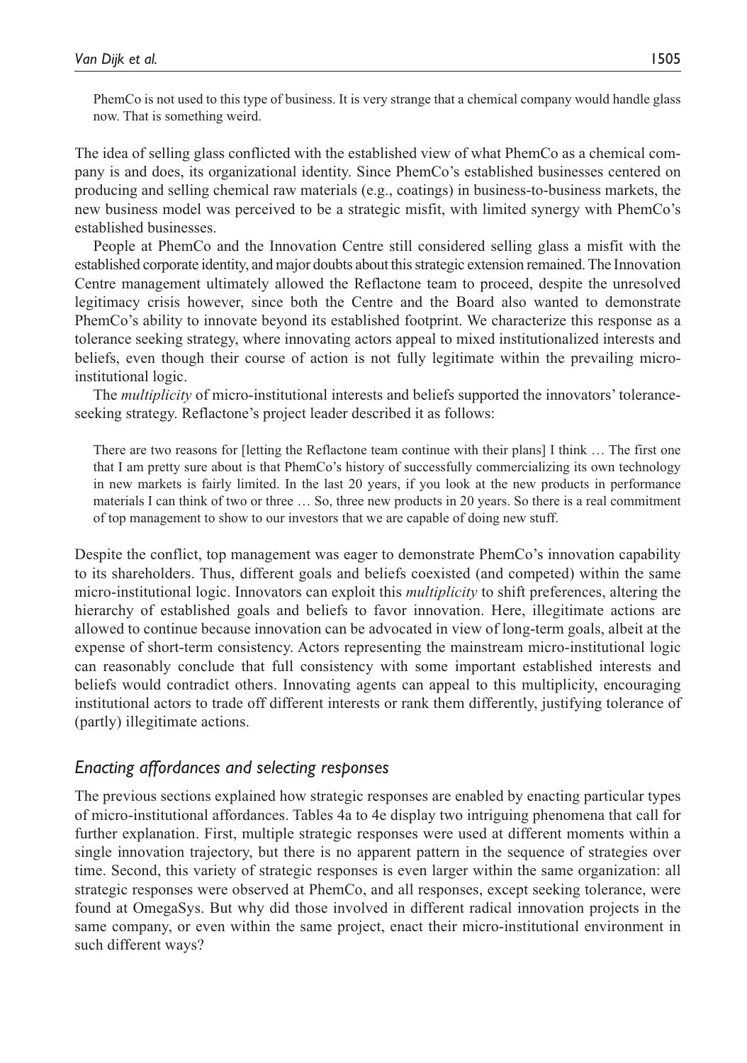> PhemCo is not used to this type of business. It is very strange that a chemical company would handle glass now. That is something weird.

The idea of selling glass conflicted with the established view of what PhemCo as a chemical company is and does, its organizational identity. Since PhemCo's established businesses centered on producing and selling chemical raw materials (e.g., coatings) in business-to-business markets, the new business model was perceived to be a strategic misfit, with limited synergy with PhemCo's established businesses.

People at PhemCo and the Innovation Centre still considered selling glass a misfit with the established corporate identity, and major doubts about this strategic extension remained. The Innovation Centre management ultimately allowed the Reflactone team to proceed, despite the unresolved legitimacy crisis however, since both the Centre and the Board also wanted to demonstrate PhemCo's ability to innovate beyond its established footprint. We characterize this response as a tolerance seeking strategy, where innovating actors appeal to mixed institutionalized interests and beliefs, even though their course of action is not fully legitimate within the prevailing micro-institutional logic.

The *multiplicity* of micro-institutional interests and beliefs supported the innovators' tolerance-seeking strategy. Reflactone's project leader described it as follows:

> There are two reasons for [letting the Reflactone team continue with their plans] I think … The first one that I am pretty sure about is that PhemCo's history of successfully commercializing its own technology in new markets is fairly limited. In the last 20 years, if you look at the new products in performance materials I can think of two or three … So, three new products in 20 years. So there is a real commitment of top management to show to our investors that we are capable of doing new stuff.

Despite the conflict, top management was eager to demonstrate PhemCo's innovation capability to its shareholders. Thus, different goals and beliefs coexisted (and competed) within the same micro-institutional logic. Innovators can exploit this *multiplicity* to shift preferences, altering the hierarchy of established goals and beliefs to favor innovation. Here, illegitimate actions are allowed to continue because innovation can be advocated in view of long-term goals, albeit at the expense of short-term consistency. Actors representing the mainstream micro-institutional logic can reasonably conclude that full consistency with some important established interests and beliefs would contradict others. Innovating agents can appeal to this multiplicity, encouraging institutional actors to trade off different interests or rank them differently, justifying tolerance of (partly) illegitimate actions.

### *Enacting affordances and selecting responses*

The previous sections explained how strategic responses are enabled by enacting particular types of micro-institutional affordances. Tables 4a to 4e display two intriguing phenomena that call for further explanation. First, multiple strategic responses were used at different moments within a single innovation trajectory, but there is no apparent pattern in the sequence of strategies over time. Second, this variety of strategic responses is even larger within the same organization: all strategic responses were observed at PhemCo, and all responses, except seeking tolerance, were found at OmegaSys. But why did those involved in different radical innovation projects in the same company, or even within the same project, enact their micro-institutional environment in such different ways?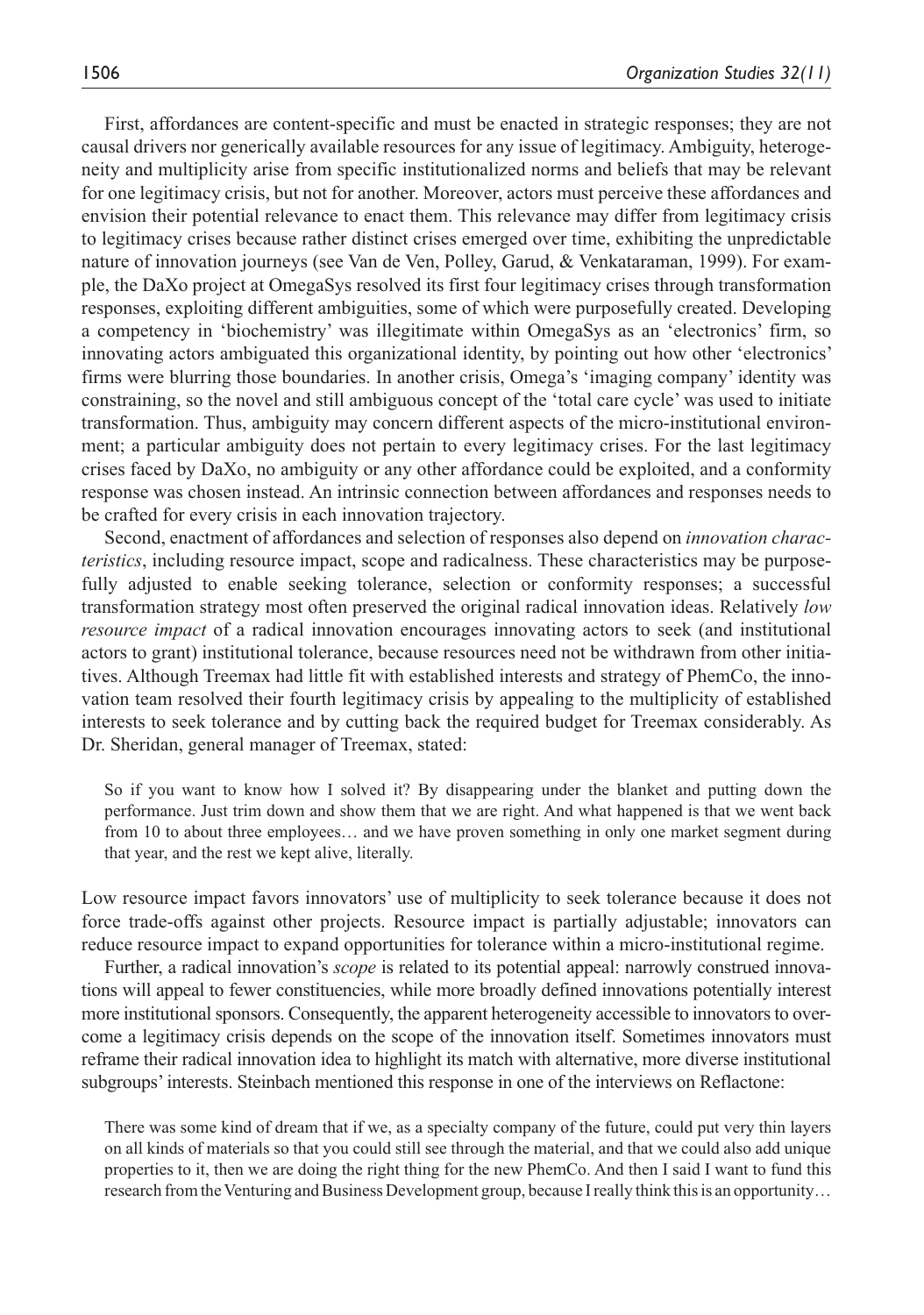First, affordances are content-specific and must be enacted in strategic responses; they are not causal drivers nor generically available resources for any issue of legitimacy. Ambiguity, heterogeneity and multiplicity arise from specific institutionalized norms and beliefs that may be relevant for one legitimacy crisis, but not for another. Moreover, actors must perceive these affordances and envision their potential relevance to enact them. This relevance may differ from legitimacy crisis to legitimacy crises because rather distinct crises emerged over time, exhibiting the unpredictable nature of innovation journeys (see Van de Ven, Polley, Garud, & Venkataraman, 1999). For example, the DaXo project at OmegaSys resolved its first four legitimacy crises through transformation responses, exploiting different ambiguities, some of which were purposefully created. Developing a competency in 'biochemistry' was illegitimate within OmegaSys as an 'electronics' firm, so innovating actors ambiguated this organizational identity, by pointing out how other 'electronics' firms were blurring those boundaries. In another crisis, Omega's 'imaging company' identity was constraining, so the novel and still ambiguous concept of the 'total care cycle' was used to initiate transformation. Thus, ambiguity may concern different aspects of the micro-institutional environment; a particular ambiguity does not pertain to every legitimacy crises. For the last legitimacy crises faced by DaXo, no ambiguity or any other affordance could be exploited, and a conformity response was chosen instead. An intrinsic connection between affordances and responses needs to be crafted for every crisis in each innovation trajectory.

Second, enactment of affordances and selection of responses also depend on *innovation characteristics*, including resource impact, scope and radicalness. These characteristics may be purposefully adjusted to enable seeking tolerance, selection or conformity responses; a successful transformation strategy most often preserved the original radical innovation ideas. Relatively *low resource impact* of a radical innovation encourages innovating actors to seek (and institutional actors to grant) institutional tolerance, because resources need not be withdrawn from other initiatives. Although Treemax had little fit with established interests and strategy of PhemCo, the innovation team resolved their fourth legitimacy crisis by appealing to the multiplicity of established interests to seek tolerance and by cutting back the required budget for Treemax considerably. As Dr. Sheridan, general manager of Treemax, stated:

> So if you want to know how I solved it? By disappearing under the blanket and putting down the performance. Just trim down and show them that we are right. And what happened is that we went back from 10 to about three employees… and we have proven something in only one market segment during that year, and the rest we kept alive, literally.

Low resource impact favors innovators' use of multiplicity to seek tolerance because it does not force trade-offs against other projects. Resource impact is partially adjustable; innovators can reduce resource impact to expand opportunities for tolerance within a micro-institutional regime.

Further, a radical innovation's *scope* is related to its potential appeal: narrowly construed innovations will appeal to fewer constituencies, while more broadly defined innovations potentially interest more institutional sponsors. Consequently, the apparent heterogeneity accessible to innovators to overcome a legitimacy crisis depends on the scope of the innovation itself. Sometimes innovators must reframe their radical innovation idea to highlight its match with alternative, more diverse institutional subgroups' interests. Steinbach mentioned this response in one of the interviews on Reflactone:

> There was some kind of dream that if we, as a specialty company of the future, could put very thin layers on all kinds of materials so that you could still see through the material, and that we could also add unique properties to it, then we are doing the right thing for the new PhemCo. And then I said I want to fund this research from the Venturing and Business Development group, because I really think this is an opportunity…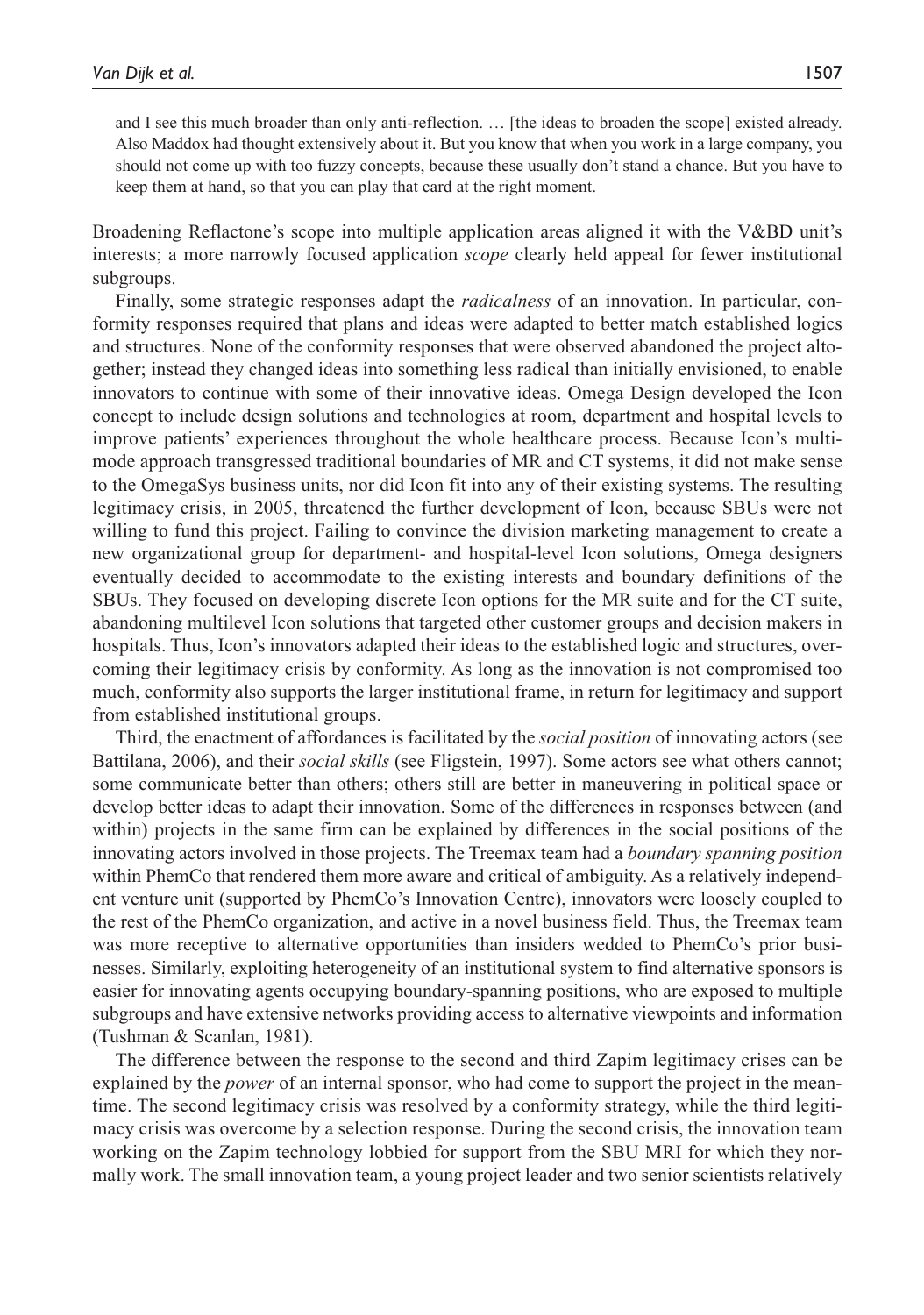> and I see this much broader than only anti-reflection. … [the ideas to broaden the scope] existed already. Also Maddox had thought extensively about it. But you know that when you work in a large company, you should not come up with too fuzzy concepts, because these usually don't stand a chance. But you have to keep them at hand, so that you can play that card at the right moment.

Broadening Reflactone's scope into multiple application areas aligned it with the V&BD unit's interests; a more narrowly focused application *scope* clearly held appeal for fewer institutional subgroups.

Finally, some strategic responses adapt the *radicalness* of an innovation. In particular, conformity responses required that plans and ideas were adapted to better match established logics and structures. None of the conformity responses that were observed abandoned the project altogether; instead they changed ideas into something less radical than initially envisioned, to enable innovators to continue with some of their innovative ideas. Omega Design developed the Icon concept to include design solutions and technologies at room, department and hospital levels to improve patients' experiences throughout the whole healthcare process. Because Icon's multi-mode approach transgressed traditional boundaries of MR and CT systems, it did not make sense to the OmegaSys business units, nor did Icon fit into any of their existing systems. The resulting legitimacy crisis, in 2005, threatened the further development of Icon, because SBUs were not willing to fund this project. Failing to convince the division marketing management to create a new organizational group for department- and hospital-level Icon solutions, Omega designers eventually decided to accommodate to the existing interests and boundary definitions of the SBUs. They focused on developing discrete Icon options for the MR suite and for the CT suite, abandoning multilevel Icon solutions that targeted other customer groups and decision makers in hospitals. Thus, Icon's innovators adapted their ideas to the established logic and structures, overcoming their legitimacy crisis by conformity. As long as the innovation is not compromised too much, conformity also supports the larger institutional frame, in return for legitimacy and support from established institutional groups.

Third, the enactment of affordances is facilitated by the *social position* of innovating actors (see Battilana, 2006), and their *social skills* (see Fligstein, 1997). Some actors see what others cannot; some communicate better than others; others still are better in maneuvering in political space or develop better ideas to adapt their innovation. Some of the differences in responses between (and within) projects in the same firm can be explained by differences in the social positions of the innovating actors involved in those projects. The Treemax team had a *boundary spanning position* within PhemCo that rendered them more aware and critical of ambiguity. As a relatively independent venture unit (supported by PhemCo's Innovation Centre), innovators were loosely coupled to the rest of the PhemCo organization, and active in a novel business field. Thus, the Treemax team was more receptive to alternative opportunities than insiders wedded to PhemCo's prior businesses. Similarly, exploiting heterogeneity of an institutional system to find alternative sponsors is easier for innovating agents occupying boundary-spanning positions, who are exposed to multiple subgroups and have extensive networks providing access to alternative viewpoints and information (Tushman & Scanlan, 1981).

The difference between the response to the second and third Zapim legitimacy crises can be explained by the *power* of an internal sponsor, who had come to support the project in the meantime. The second legitimacy crisis was resolved by a conformity strategy, while the third legitimacy crisis was overcome by a selection response. During the second crisis, the innovation team working on the Zapim technology lobbied for support from the SBU MRI for which they normally work. The small innovation team, a young project leader and two senior scientists relatively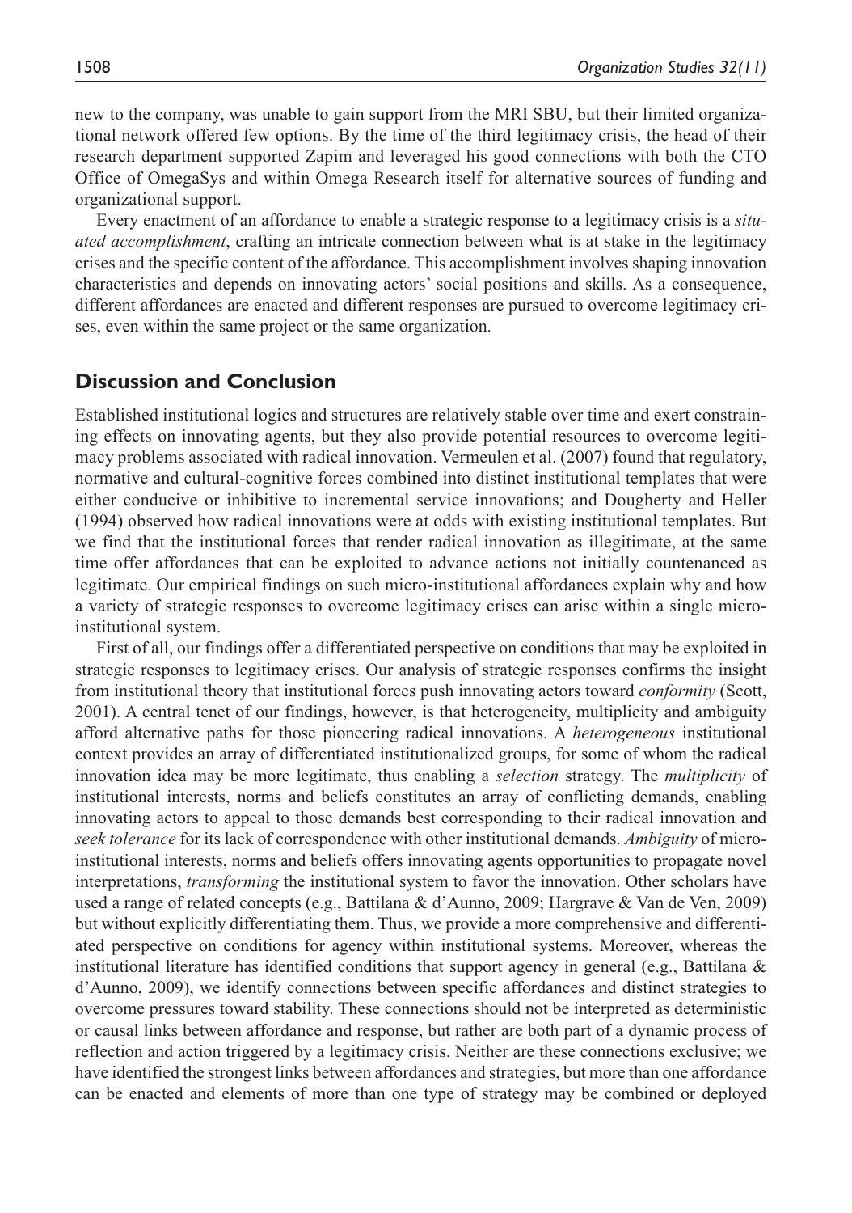new to the company, was unable to gain support from the MRI SBU, but their limited organizational network offered few options. By the time of the third legitimacy crisis, the head of their research department supported Zapim and leveraged his good connections with both the CTO Office of OmegaSys and within Omega Research itself for alternative sources of funding and organizational support.

Every enactment of an affordance to enable a strategic response to a legitimacy crisis is a *situated accomplishment*, crafting an intricate connection between what is at stake in the legitimacy crises and the specific content of the affordance. This accomplishment involves shaping innovation characteristics and depends on innovating actors' social positions and skills. As a consequence, different affordances are enacted and different responses are pursued to overcome legitimacy crises, even within the same project or the same organization.

## Discussion and Conclusion

Established institutional logics and structures are relatively stable over time and exert constraining effects on innovating agents, but they also provide potential resources to overcome legitimacy problems associated with radical innovation. Vermeulen et al. (2007) found that regulatory, normative and cultural-cognitive forces combined into distinct institutional templates that were either conducive or inhibitive to incremental service innovations; and Dougherty and Heller (1994) observed how radical innovations were at odds with existing institutional templates. But we find that the institutional forces that render radical innovation as illegitimate, at the same time offer affordances that can be exploited to advance actions not initially countenanced as legitimate. Our empirical findings on such micro-institutional affordances explain why and how a variety of strategic responses to overcome legitimacy crises can arise within a single micro-institutional system.

First of all, our findings offer a differentiated perspective on conditions that may be exploited in strategic responses to legitimacy crises. Our analysis of strategic responses confirms the insight from institutional theory that institutional forces push innovating actors toward *conformity* (Scott, 2001). A central tenet of our findings, however, is that heterogeneity, multiplicity and ambiguity afford alternative paths for those pioneering radical innovations. A *heterogeneous* institutional context provides an array of differentiated institutionalized groups, for some of whom the radical innovation idea may be more legitimate, thus enabling a *selection* strategy. The *multiplicity* of institutional interests, norms and beliefs constitutes an array of conflicting demands, enabling innovating actors to appeal to those demands best corresponding to their radical innovation and *seek tolerance* for its lack of correspondence with other institutional demands. *Ambiguity* of micro-institutional interests, norms and beliefs offers innovating agents opportunities to propagate novel interpretations, *transforming* the institutional system to favor the innovation. Other scholars have used a range of related concepts (e.g., Battilana & d'Aunno, 2009; Hargrave & Van de Ven, 2009) but without explicitly differentiating them. Thus, we provide a more comprehensive and differentiated perspective on conditions for agency within institutional systems. Moreover, whereas the institutional literature has identified conditions that support agency in general (e.g., Battilana & d'Aunno, 2009), we identify connections between specific affordances and distinct strategies to overcome pressures toward stability. These connections should not be interpreted as deterministic or causal links between affordance and response, but rather are both part of a dynamic process of reflection and action triggered by a legitimacy crisis. Neither are these connections exclusive; we have identified the strongest links between affordances and strategies, but more than one affordance can be enacted and elements of more than one type of strategy may be combined or deployed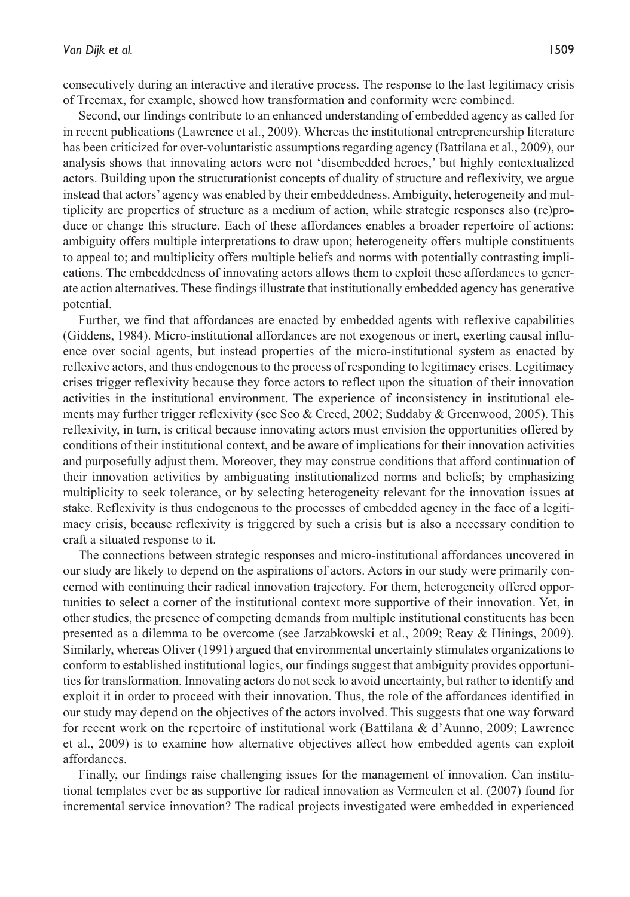consecutively during an interactive and iterative process. The response to the last legitimacy crisis of Treemax, for example, showed how transformation and conformity were combined.

Second, our findings contribute to an enhanced understanding of embedded agency as called for in recent publications (Lawrence et al., 2009). Whereas the institutional entrepreneurship literature has been criticized for over-voluntaristic assumptions regarding agency (Battilana et al., 2009), our analysis shows that innovating actors were not 'disembedded heroes,' but highly contextualized actors. Building upon the structurationist concepts of duality of structure and reflexivity, we argue instead that actors' agency was enabled by their embeddedness. Ambiguity, heterogeneity and multiplicity are properties of structure as a medium of action, while strategic responses also (re)produce or change this structure. Each of these affordances enables a broader repertoire of actions: ambiguity offers multiple interpretations to draw upon; heterogeneity offers multiple constituents to appeal to; and multiplicity offers multiple beliefs and norms with potentially contrasting implications. The embeddedness of innovating actors allows them to exploit these affordances to generate action alternatives. These findings illustrate that institutionally embedded agency has generative potential.

Further, we find that affordances are enacted by embedded agents with reflexive capabilities (Giddens, 1984). Micro-institutional affordances are not exogenous or inert, exerting causal influence over social agents, but instead properties of the micro-institutional system as enacted by reflexive actors, and thus endogenous to the process of responding to legitimacy crises. Legitimacy crises trigger reflexivity because they force actors to reflect upon the situation of their innovation activities in the institutional environment. The experience of inconsistency in institutional elements may further trigger reflexivity (see Seo & Creed, 2002; Suddaby & Greenwood, 2005). This reflexivity, in turn, is critical because innovating actors must envision the opportunities offered by conditions of their institutional context, and be aware of implications for their innovation activities and purposefully adjust them. Moreover, they may construe conditions that afford continuation of their innovation activities by ambiguating institutionalized norms and beliefs; by emphasizing multiplicity to seek tolerance, or by selecting heterogeneity relevant for the innovation issues at stake. Reflexivity is thus endogenous to the processes of embedded agency in the face of a legitimacy crisis, because reflexivity is triggered by such a crisis but is also a necessary condition to craft a situated response to it.

The connections between strategic responses and micro-institutional affordances uncovered in our study are likely to depend on the aspirations of actors. Actors in our study were primarily concerned with continuing their radical innovation trajectory. For them, heterogeneity offered opportunities to select a corner of the institutional context more supportive of their innovation. Yet, in other studies, the presence of competing demands from multiple institutional constituents has been presented as a dilemma to be overcome (see Jarzabkowski et al., 2009; Reay & Hinings, 2009). Similarly, whereas Oliver (1991) argued that environmental uncertainty stimulates organizations to conform to established institutional logics, our findings suggest that ambiguity provides opportunities for transformation. Innovating actors do not seek to avoid uncertainty, but rather to identify and exploit it in order to proceed with their innovation. Thus, the role of the affordances identified in our study may depend on the objectives of the actors involved. This suggests that one way forward for recent work on the repertoire of institutional work (Battilana & d'Aunno, 2009; Lawrence et al., 2009) is to examine how alternative objectives affect how embedded agents can exploit affordances.

Finally, our findings raise challenging issues for the management of innovation. Can institutional templates ever be as supportive for radical innovation as Vermeulen et al. (2007) found for incremental service innovation? The radical projects investigated were embedded in experienced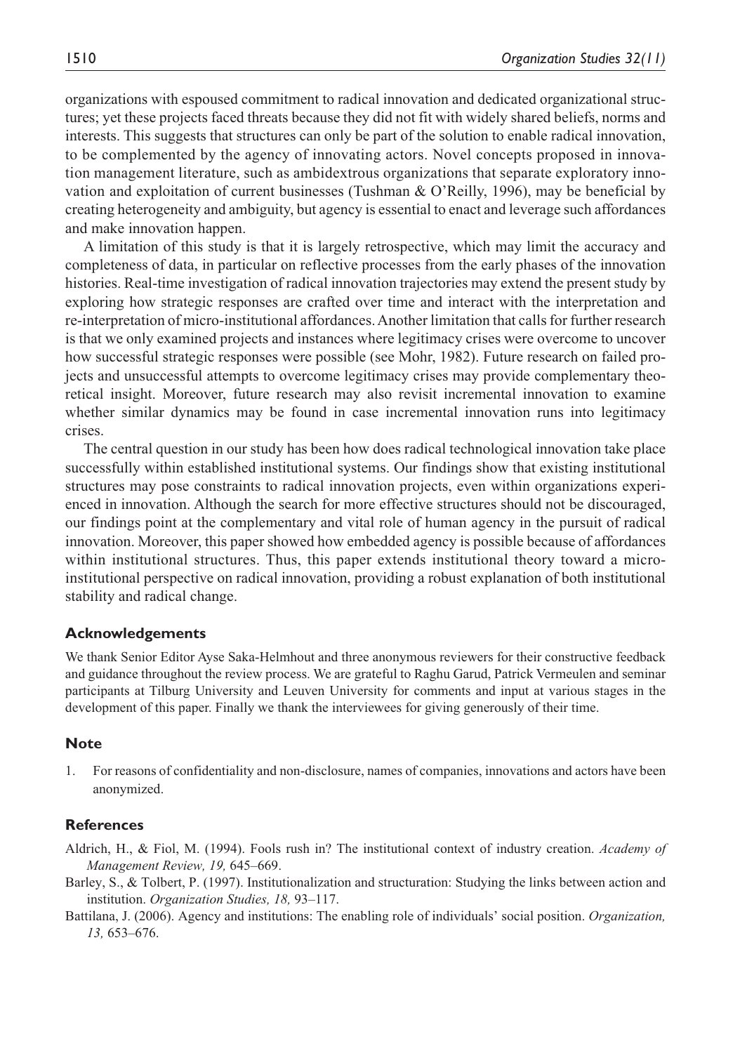organizations with espoused commitment to radical innovation and dedicated organizational structures; yet these projects faced threats because they did not fit with widely shared beliefs, norms and interests. This suggests that structures can only be part of the solution to enable radical innovation, to be complemented by the agency of innovating actors. Novel concepts proposed in innovation management literature, such as ambidextrous organizations that separate exploratory innovation and exploitation of current businesses (Tushman & O'Reilly, 1996), may be beneficial by creating heterogeneity and ambiguity, but agency is essential to enact and leverage such affordances and make innovation happen.

A limitation of this study is that it is largely retrospective, which may limit the accuracy and completeness of data, in particular on reflective processes from the early phases of the innovation histories. Real-time investigation of radical innovation trajectories may extend the present study by exploring how strategic responses are crafted over time and interact with the interpretation and re-interpretation of micro-institutional affordances. Another limitation that calls for further research is that we only examined projects and instances where legitimacy crises were overcome to uncover how successful strategic responses were possible (see Mohr, 1982). Future research on failed projects and unsuccessful attempts to overcome legitimacy crises may provide complementary theoretical insight. Moreover, future research may also revisit incremental innovation to examine whether similar dynamics may be found in case incremental innovation runs into legitimacy crises.

The central question in our study has been how does radical technological innovation take place successfully within established institutional systems. Our findings show that existing institutional structures may pose constraints to radical innovation projects, even within organizations experienced in innovation. Although the search for more effective structures should not be discouraged, our findings point at the complementary and vital role of human agency in the pursuit of radical innovation. Moreover, this paper showed how embedded agency is possible because of affordances within institutional structures. Thus, this paper extends institutional theory toward a micro-institutional perspective on radical innovation, providing a robust explanation of both institutional stability and radical change.

## Acknowledgements

We thank Senior Editor Ayse Saka-Helmhout and three anonymous reviewers for their constructive feedback and guidance throughout the review process. We are grateful to Raghu Garud, Patrick Vermeulen and seminar participants at Tilburg University and Leuven University for comments and input at various stages in the development of this paper. Finally we thank the interviewees for giving generously of their time.

## Note

1. For reasons of confidentiality and non-disclosure, names of companies, innovations and actors have been anonymized.

## References

Aldrich, H., & Fiol, M. (1994). Fools rush in? The institutional context of industry creation. *Academy of Management Review, 19,* 645–669.

Barley, S., & Tolbert, P. (1997). Institutionalization and structuration: Studying the links between action and institution. *Organization Studies, 18,* 93–117.

Battilana, J. (2006). Agency and institutions: The enabling role of individuals' social position. *Organization, 13,* 653–676.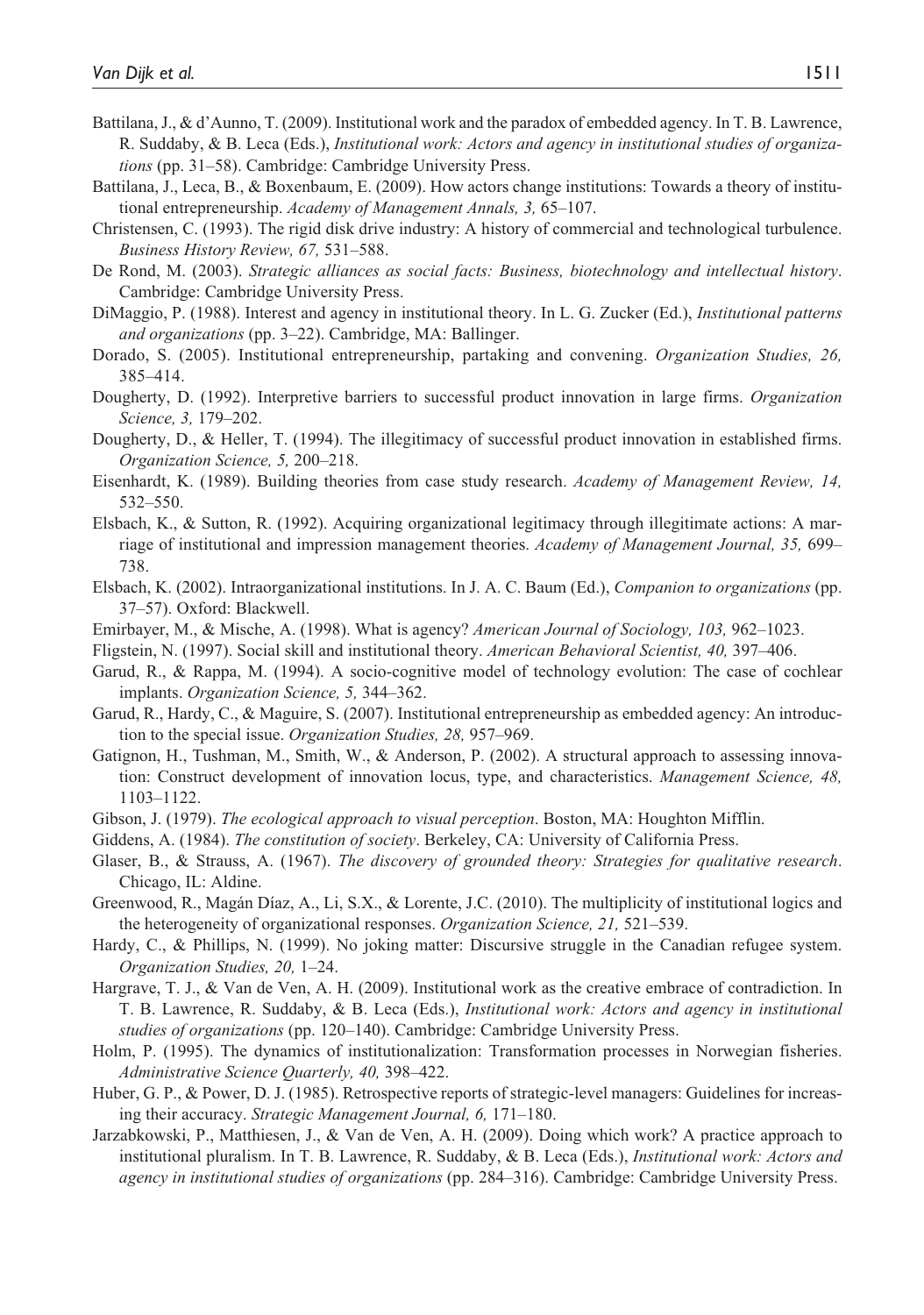Battilana, J., & d'Aunno, T. (2009). Institutional work and the paradox of embedded agency. In T. B. Lawrence, R. Suddaby, & B. Leca (Eds.), *Institutional work: Actors and agency in institutional studies of organizations* (pp. 31–58). Cambridge: Cambridge University Press.

Battilana, J., Leca, B., & Boxenbaum, E. (2009). How actors change institutions: Towards a theory of institutional entrepreneurship. *Academy of Management Annals, 3,* 65–107.

Christensen, C. (1993). The rigid disk drive industry: A history of commercial and technological turbulence. *Business History Review, 67,* 531–588.

De Rond, M. (2003). *Strategic alliances as social facts: Business, biotechnology and intellectual history*. Cambridge: Cambridge University Press.

DiMaggio, P. (1988). Interest and agency in institutional theory. In L. G. Zucker (Ed.), *Institutional patterns and organizations* (pp. 3–22). Cambridge, MA: Ballinger.

Dorado, S. (2005). Institutional entrepreneurship, partaking and convening. *Organization Studies, 26,* 385–414.

Dougherty, D. (1992). Interpretive barriers to successful product innovation in large firms. *Organization Science, 3,* 179–202.

Dougherty, D., & Heller, T. (1994). The illegitimacy of successful product innovation in established firms. *Organization Science, 5,* 200–218.

Eisenhardt, K. (1989). Building theories from case study research. *Academy of Management Review, 14,* 532–550.

Elsbach, K., & Sutton, R. (1992). Acquiring organizational legitimacy through illegitimate actions: A marriage of institutional and impression management theories. *Academy of Management Journal, 35,* 699–738.

Elsbach, K. (2002). Intraorganizational institutions. In J. A. C. Baum (Ed.), *Companion to organizations* (pp. 37–57). Oxford: Blackwell.

Emirbayer, M., & Mische, A. (1998). What is agency? *American Journal of Sociology, 103,* 962–1023.

Fligstein, N. (1997). Social skill and institutional theory. *American Behavioral Scientist, 40,* 397–406.

Garud, R., & Rappa, M. (1994). A socio-cognitive model of technology evolution: The case of cochlear implants. *Organization Science, 5,* 344–362.

Garud, R., Hardy, C., & Maguire, S. (2007). Institutional entrepreneurship as embedded agency: An introduction to the special issue. *Organization Studies, 28,* 957–969.

Gatignon, H., Tushman, M., Smith, W., & Anderson, P. (2002). A structural approach to assessing innovation: Construct development of innovation locus, type, and characteristics. *Management Science, 48,* 1103–1122.

Gibson, J. (1979). *The ecological approach to visual perception*. Boston, MA: Houghton Mifflin.

Giddens, A. (1984). *The constitution of society*. Berkeley, CA: University of California Press.

Glaser, B., & Strauss, A. (1967). *The discovery of grounded theory: Strategies for qualitative research*. Chicago, IL: Aldine.

Greenwood, R., Magán Díaz, A., Li, S.X., & Lorente, J.C. (2010). The multiplicity of institutional logics and the heterogeneity of organizational responses. *Organization Science, 21,* 521–539.

Hardy, C., & Phillips, N. (1999). No joking matter: Discursive struggle in the Canadian refugee system. *Organization Studies, 20,* 1–24.

Hargrave, T. J., & Van de Ven, A. H. (2009). Institutional work as the creative embrace of contradiction. In T. B. Lawrence, R. Suddaby, & B. Leca (Eds.), *Institutional work: Actors and agency in institutional studies of organizations* (pp. 120–140). Cambridge: Cambridge University Press.

Holm, P. (1995). The dynamics of institutionalization: Transformation processes in Norwegian fisheries. *Administrative Science Quarterly, 40,* 398–422.

Huber, G. P., & Power, D. J. (1985). Retrospective reports of strategic-level managers: Guidelines for increasing their accuracy. *Strategic Management Journal, 6,* 171–180.

Jarzabkowski, P., Matthiesen, J., & Van de Ven, A. H. (2009). Doing which work? A practice approach to institutional pluralism. In T. B. Lawrence, R. Suddaby, & B. Leca (Eds.), *Institutional work: Actors and agency in institutional studies of organizations* (pp. 284–316). Cambridge: Cambridge University Press.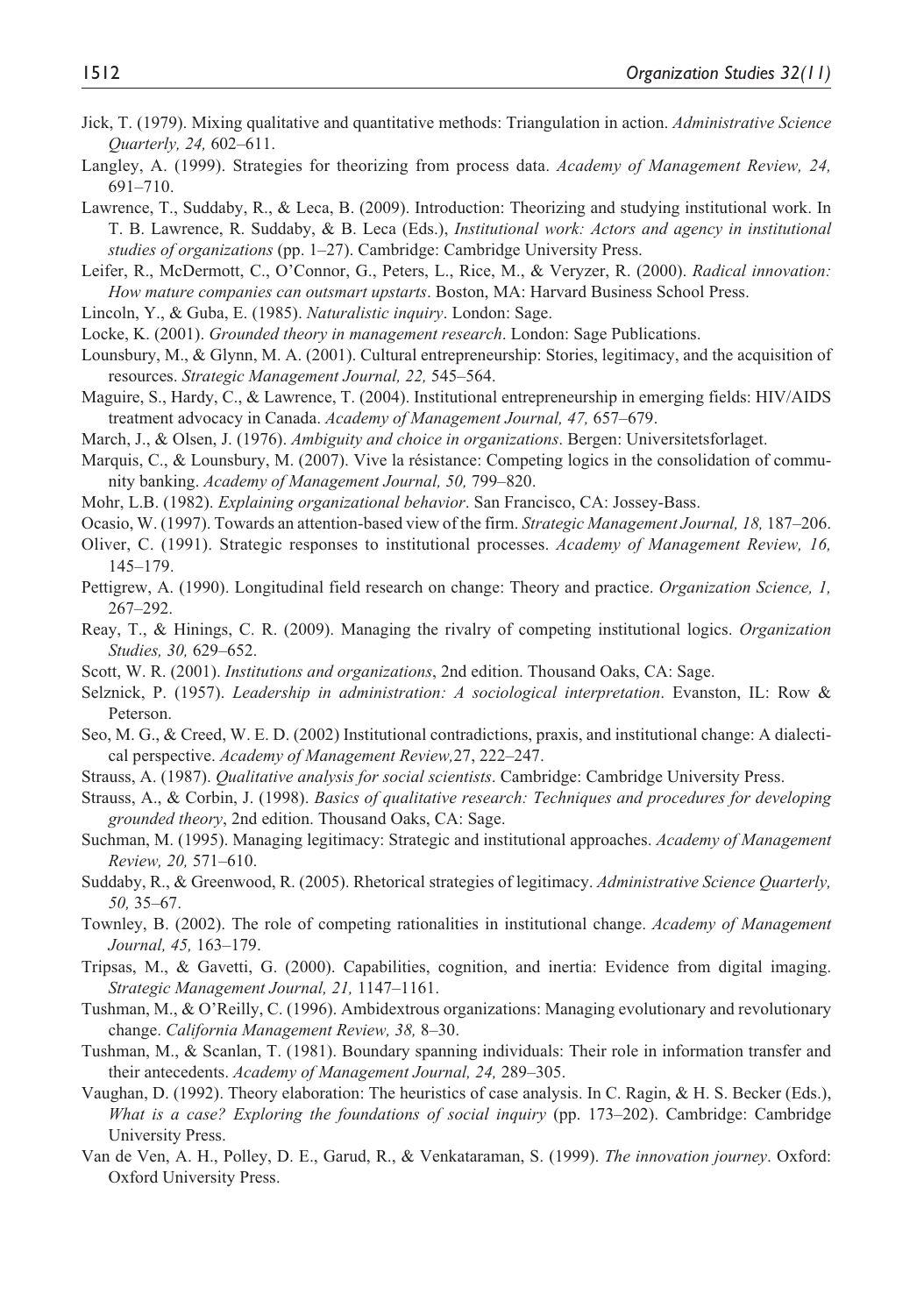Jick, T. (1979). Mixing qualitative and quantitative methods: Triangulation in action. *Administrative Science Quarterly, 24,* 602–611.

Langley, A. (1999). Strategies for theorizing from process data. *Academy of Management Review, 24,* 691–710.

Lawrence, T., Suddaby, R., & Leca, B. (2009). Introduction: Theorizing and studying institutional work. In T. B. Lawrence, R. Suddaby, & B. Leca (Eds.), *Institutional work: Actors and agency in institutional studies of organizations* (pp. 1–27). Cambridge: Cambridge University Press.

Leifer, R., McDermott, C., O'Connor, G., Peters, L., Rice, M., & Veryzer, R. (2000). *Radical innovation: How mature companies can outsmart upstarts*. Boston, MA: Harvard Business School Press.

Lincoln, Y., & Guba, E. (1985). *Naturalistic inquiry*. London: Sage.

Locke, K. (2001). *Grounded theory in management research*. London: Sage Publications.

Lounsbury, M., & Glynn, M. A. (2001). Cultural entrepreneurship: Stories, legitimacy, and the acquisition of resources. *Strategic Management Journal, 22,* 545–564.

Maguire, S., Hardy, C., & Lawrence, T. (2004). Institutional entrepreneurship in emerging fields: HIV/AIDS treatment advocacy in Canada. *Academy of Management Journal, 47,* 657–679.

March, J., & Olsen, J. (1976). *Ambiguity and choice in organizations*. Bergen: Universitetsforlaget.

Marquis, C., & Lounsbury, M. (2007). Vive la résistance: Competing logics in the consolidation of community banking. *Academy of Management Journal, 50,* 799–820.

Mohr, L.B. (1982). *Explaining organizational behavior*. San Francisco, CA: Jossey-Bass.

Ocasio, W. (1997). Towards an attention-based view of the firm. *Strategic Management Journal, 18,* 187–206.

Oliver, C. (1991). Strategic responses to institutional processes. *Academy of Management Review, 16,* 145–179.

Pettigrew, A. (1990). Longitudinal field research on change: Theory and practice. *Organization Science, 1,* 267–292.

Reay, T., & Hinings, C. R. (2009). Managing the rivalry of competing institutional logics. *Organization Studies, 30,* 629–652.

Scott, W. R. (2001). *Institutions and organizations*, 2nd edition. Thousand Oaks, CA: Sage.

Selznick, P. (1957). *Leadership in administration: A sociological interpretation*. Evanston, IL: Row & Peterson.

Seo, M. G., & Creed, W. E. D. (2002) Institutional contradictions, praxis, and institutional change: A dialectical perspective. *Academy of Management Review,*27, 222–247.

Strauss, A. (1987). *Qualitative analysis for social scientists*. Cambridge: Cambridge University Press.

Strauss, A., & Corbin, J. (1998). *Basics of qualitative research: Techniques and procedures for developing grounded theory*, 2nd edition. Thousand Oaks, CA: Sage.

Suchman, M. (1995). Managing legitimacy: Strategic and institutional approaches. *Academy of Management Review, 20,* 571–610.

Suddaby, R., & Greenwood, R. (2005). Rhetorical strategies of legitimacy. *Administrative Science Quarterly, 50,* 35–67.

Townley, B. (2002). The role of competing rationalities in institutional change. *Academy of Management Journal, 45,* 163–179.

Tripsas, M., & Gavetti, G. (2000). Capabilities, cognition, and inertia: Evidence from digital imaging. *Strategic Management Journal, 21,* 1147–1161.

Tushman, M., & O'Reilly, C. (1996). Ambidextrous organizations: Managing evolutionary and revolutionary change. *California Management Review, 38,* 8–30.

Tushman, M., & Scanlan, T. (1981). Boundary spanning individuals: Their role in information transfer and their antecedents. *Academy of Management Journal, 24,* 289–305.

Vaughan, D. (1992). Theory elaboration: The heuristics of case analysis. In C. Ragin, & H. S. Becker (Eds.), *What is a case? Exploring the foundations of social inquiry* (pp. 173–202). Cambridge: Cambridge University Press.

Van de Ven, A. H., Polley, D. E., Garud, R., & Venkataraman, S. (1999). *The innovation journey*. Oxford: Oxford University Press.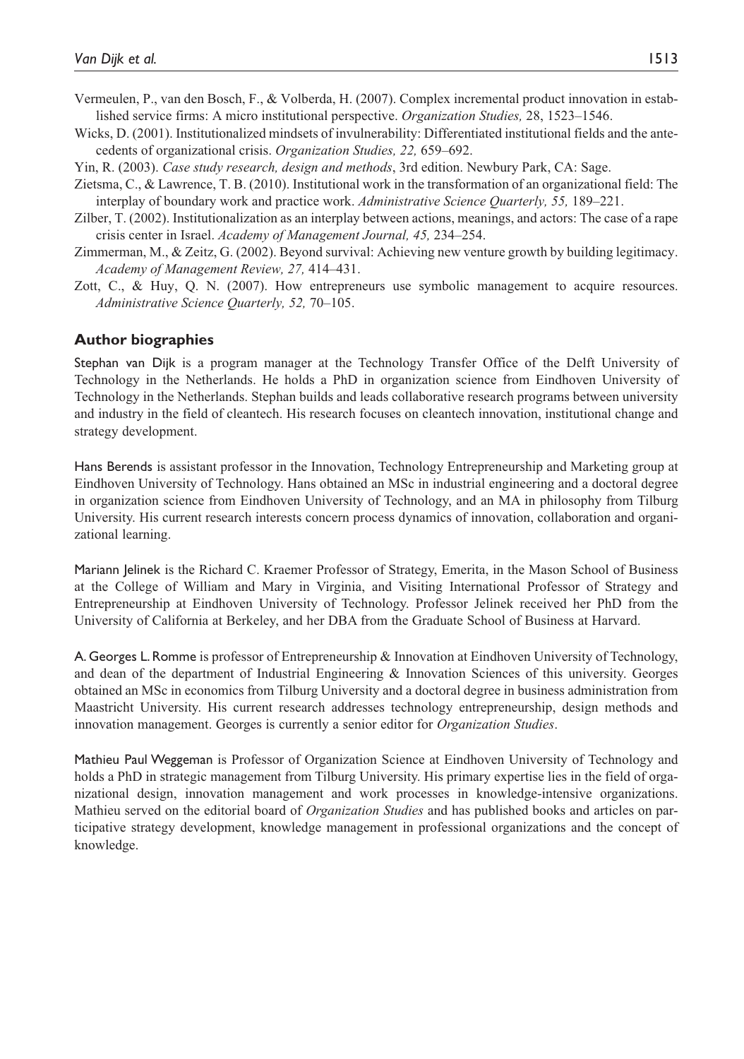Vermeulen, P., van den Bosch, F., & Volberda, H. (2007). Complex incremental product innovation in established service firms: A micro institutional perspective. *Organization Studies,* 28, 1523–1546.

Wicks, D. (2001). Institutionalized mindsets of invulnerability: Differentiated institutional fields and the antecedents of organizational crisis. *Organization Studies, 22,* 659–692.

Yin, R. (2003). *Case study research, design and methods*, 3rd edition. Newbury Park, CA: Sage.

Zietsma, C., & Lawrence, T. B. (2010). Institutional work in the transformation of an organizational field: The interplay of boundary work and practice work. *Administrative Science Quarterly, 55,* 189–221.

Zilber, T. (2002). Institutionalization as an interplay between actions, meanings, and actors: The case of a rape crisis center in Israel. *Academy of Management Journal, 45,* 234–254.

Zimmerman, M., & Zeitz, G. (2002). Beyond survival: Achieving new venture growth by building legitimacy. *Academy of Management Review, 27,* 414–431.

Zott, C., & Huy, Q. N. (2007). How entrepreneurs use symbolic management to acquire resources. *Administrative Science Quarterly, 52,* 70–105.

## Author biographies

Stephan van Dijk is a program manager at the Technology Transfer Office of the Delft University of Technology in the Netherlands. He holds a PhD in organization science from Eindhoven University of Technology in the Netherlands. Stephan builds and leads collaborative research programs between university and industry in the field of cleantech. His research focuses on cleantech innovation, institutional change and strategy development.

Hans Berends is assistant professor in the Innovation, Technology Entrepreneurship and Marketing group at Eindhoven University of Technology. Hans obtained an MSc in industrial engineering and a doctoral degree in organization science from Eindhoven University of Technology, and an MA in philosophy from Tilburg University. His current research interests concern process dynamics of innovation, collaboration and organizational learning.

Mariann Jelinek is the Richard C. Kraemer Professor of Strategy, Emerita, in the Mason School of Business at the College of William and Mary in Virginia, and Visiting International Professor of Strategy and Entrepreneurship at Eindhoven University of Technology. Professor Jelinek received her PhD from the University of California at Berkeley, and her DBA from the Graduate School of Business at Harvard.

A. Georges L. Romme is professor of Entrepreneurship & Innovation at Eindhoven University of Technology, and dean of the department of Industrial Engineering & Innovation Sciences of this university. Georges obtained an MSc in economics from Tilburg University and a doctoral degree in business administration from Maastricht University. His current research addresses technology entrepreneurship, design methods and innovation management. Georges is currently a senior editor for *Organization Studies*.

Mathieu Paul Weggeman is Professor of Organization Science at Eindhoven University of Technology and holds a PhD in strategic management from Tilburg University. His primary expertise lies in the field of organizational design, innovation management and work processes in knowledge-intensive organizations. Mathieu served on the editorial board of *Organization Studies* and has published books and articles on participative strategy development, knowledge management in professional organizations and the concept of knowledge.